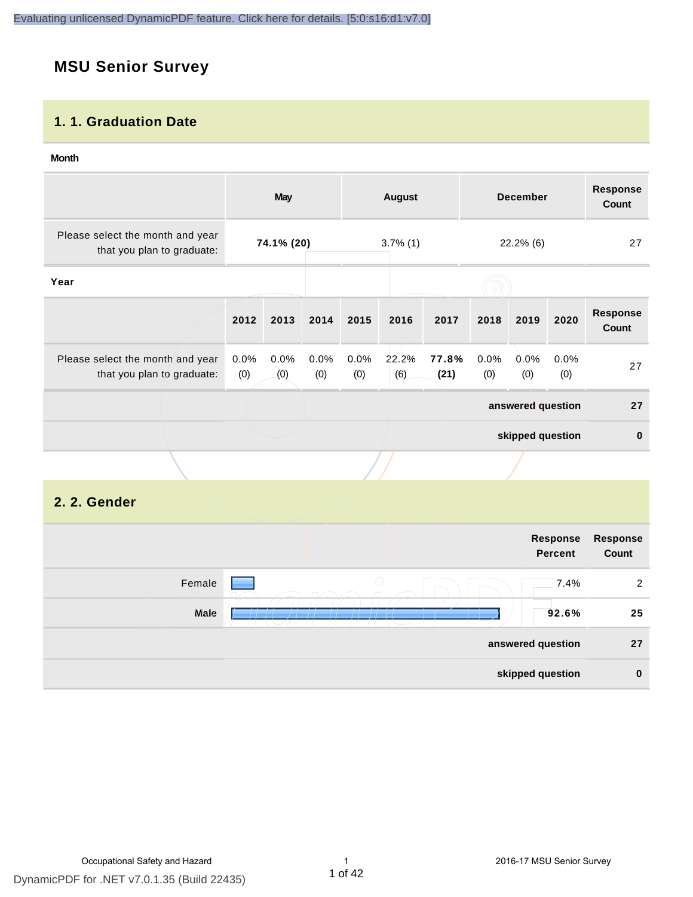## MSU Senior Survey

### 1. 1. Graduation Date

**Month**

| | May | August | December | Response Count |
|---|---|---|---|---|
| Please select the month and year that you plan to graduate: | **74.1% (20)** | 3.7% (1) | 22.2% (6) | 27 |

**Year**

| | 2012 | 2013 | 2014 | 2015 | 2016 | 2017 | 2018 | 2019 | 2020 | Response Count |
|---|---|---|---|---|---|---|---|---|---|---|
| Please select the month and year that you plan to graduate: | 0.0% (0) | 0.0% (0) | 0.0% (0) | 0.0% (0) | 22.2% (6) | **77.8% (21)** | 0.0% (0) | 0.0% (0) | 0.0% (0) | 27 |
| | | | | | | | | | **answered question** | **27** |
| | | | | | | | | | **skipped question** | **0** |

### 2. 2. Gender

| | Response Percent | Response Count |
|---|---|---|
| Female | 7.4% | 2 |
| Male | **92.6%** | **25** |
| **answered question** | | **27** |
| **skipped question** | | **0** |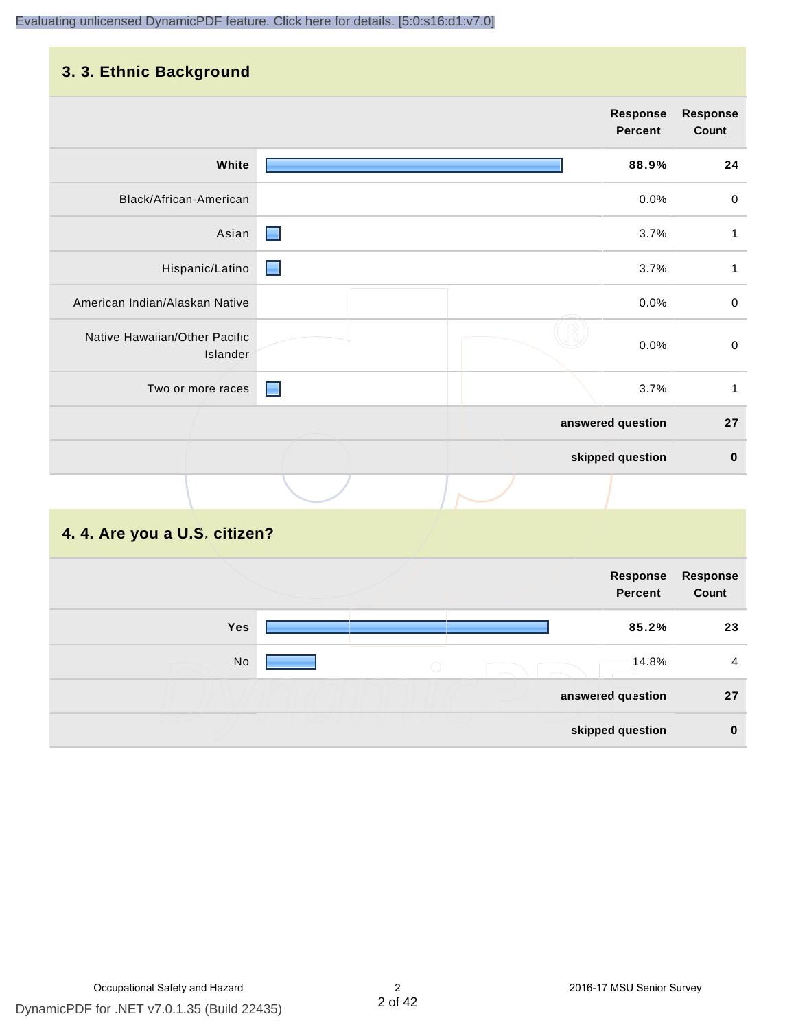## 3. 3. Ethnic Background

| | Response Percent | Response Count |
|---|---|---|
| White | 88.9% | 24 |
| Black/African-American | 0.0% | 0 |
| Asian | 3.7% | 1 |
| Hispanic/Latino | 3.7% | 1 |
| American Indian/Alaskan Native | 0.0% | 0 |
| Native Hawaiian/Other Pacific Islander | 0.0% | 0 |
| Two or more races | 3.7% | 1 |
| **answered question** | | **27** |
| **skipped question** | | **0** |

## 4. 4. Are you a U.S. citizen?

| | Response Percent | Response Count |
|---|---|---|
| Yes | 85.2% | 23 |
| No | 14.8% | 4 |
| **answered question** | | **27** |
| **skipped question** | | **0** |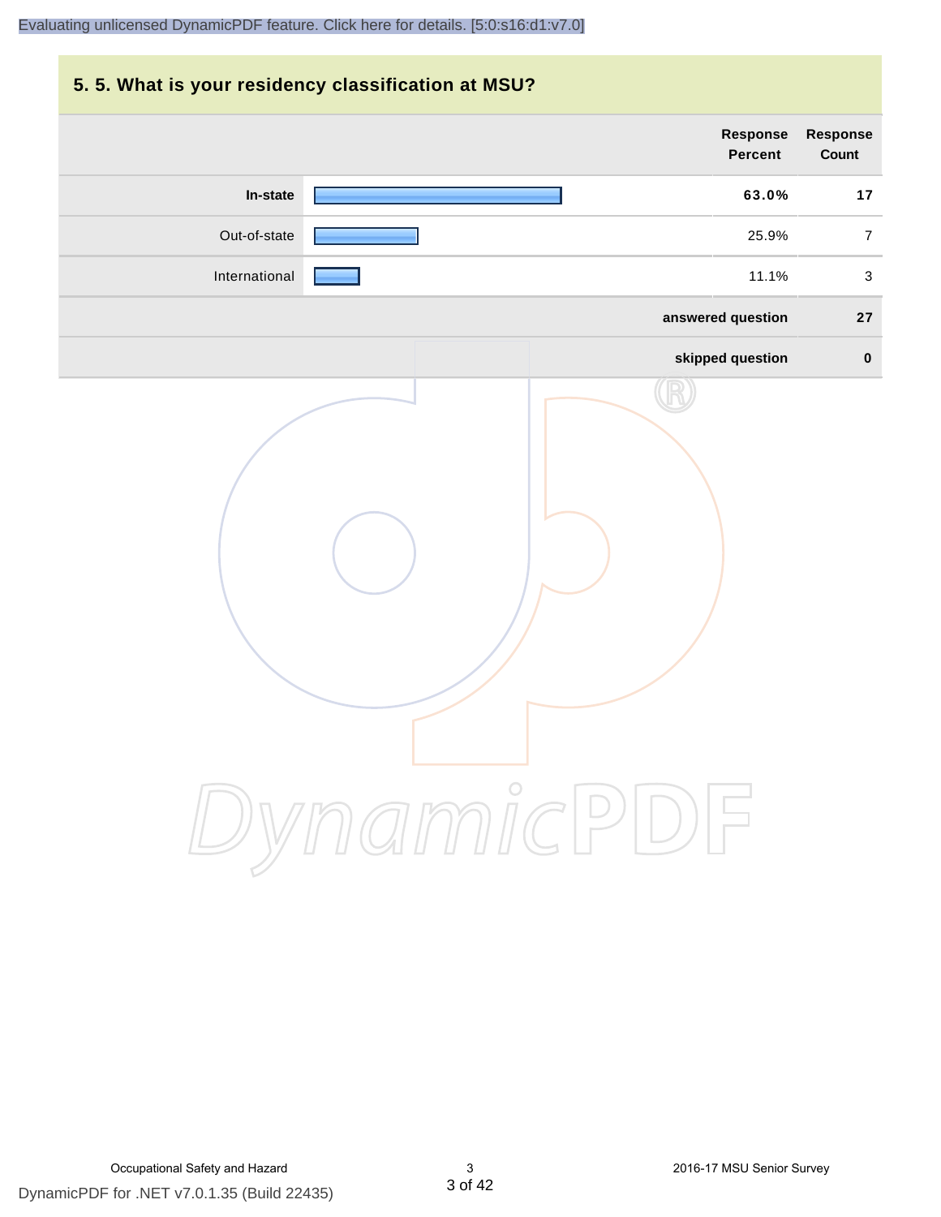## 5. 5. What is your residency classification at MSU?

| | Response Percent | Response Count |
|---|---|---|
| **In-state** | **63.0%** | **17** |
| Out-of-state | 25.9% | 7 |
| International | 11.1% | 3 |
| | **answered question** | **27** |
| | **skipped question** | **0** |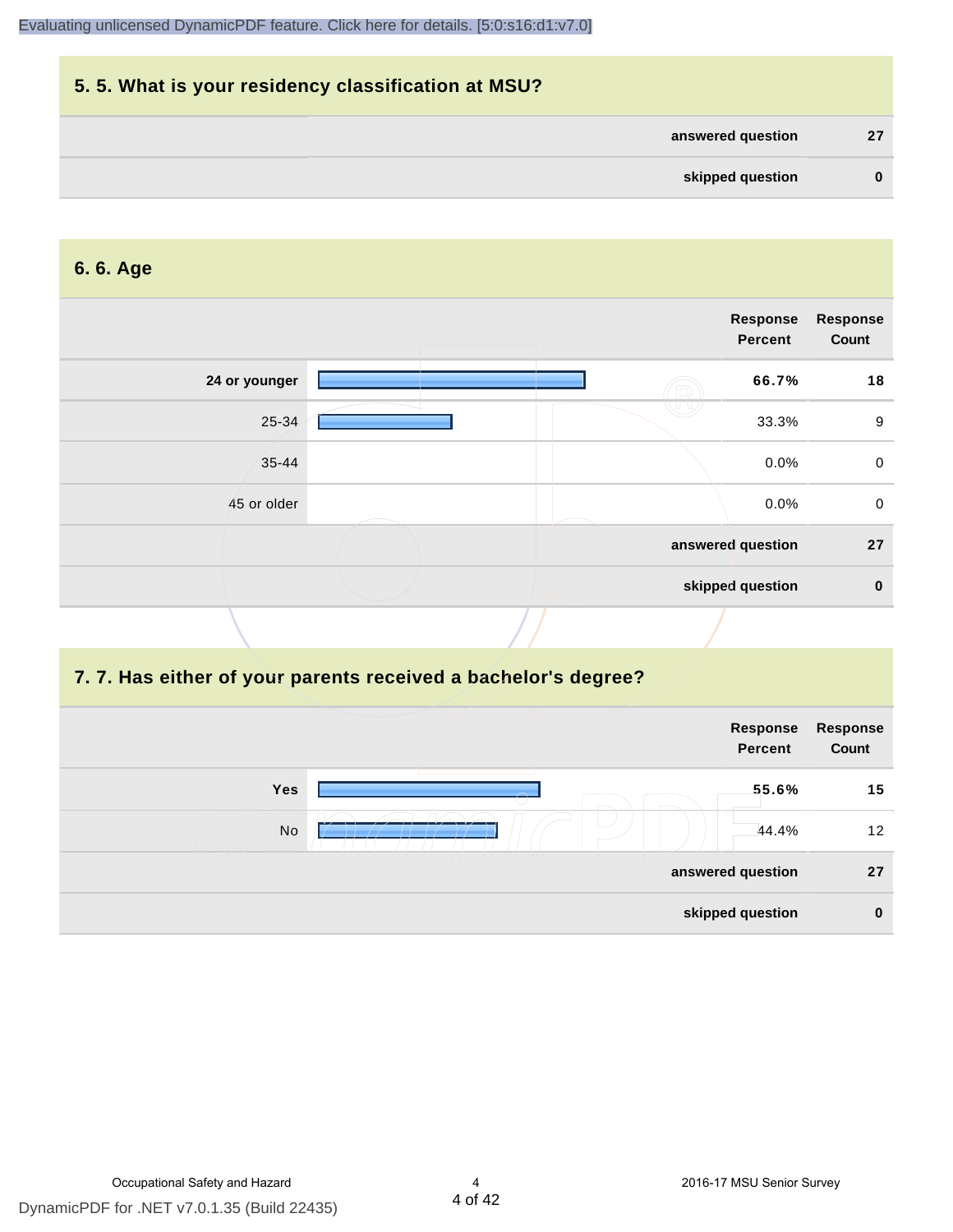## 5. 5. What is your residency classification at MSU?

| | |
|---|---|
| answered question | 27 |
| skipped question | 0 |

## 6. 6. Age

| | Response Percent | Response Count |
|---|---|---|
| **24 or younger** | **66.7%** | **18** |
| 25-34 | 33.3% | 9 |
| 35-44 | 0.0% | 0 |
| 45 or older | 0.0% | 0 |
| **answered question** | | **27** |
| **skipped question** | | **0** |

## 7. 7. Has either of your parents received a bachelor's degree?

| | Response Percent | Response Count |
|---|---|---|
| **Yes** | **55.6%** | **15** |
| No | 44.4% | 12 |
| **answered question** | | **27** |
| **skipped question** | | **0** |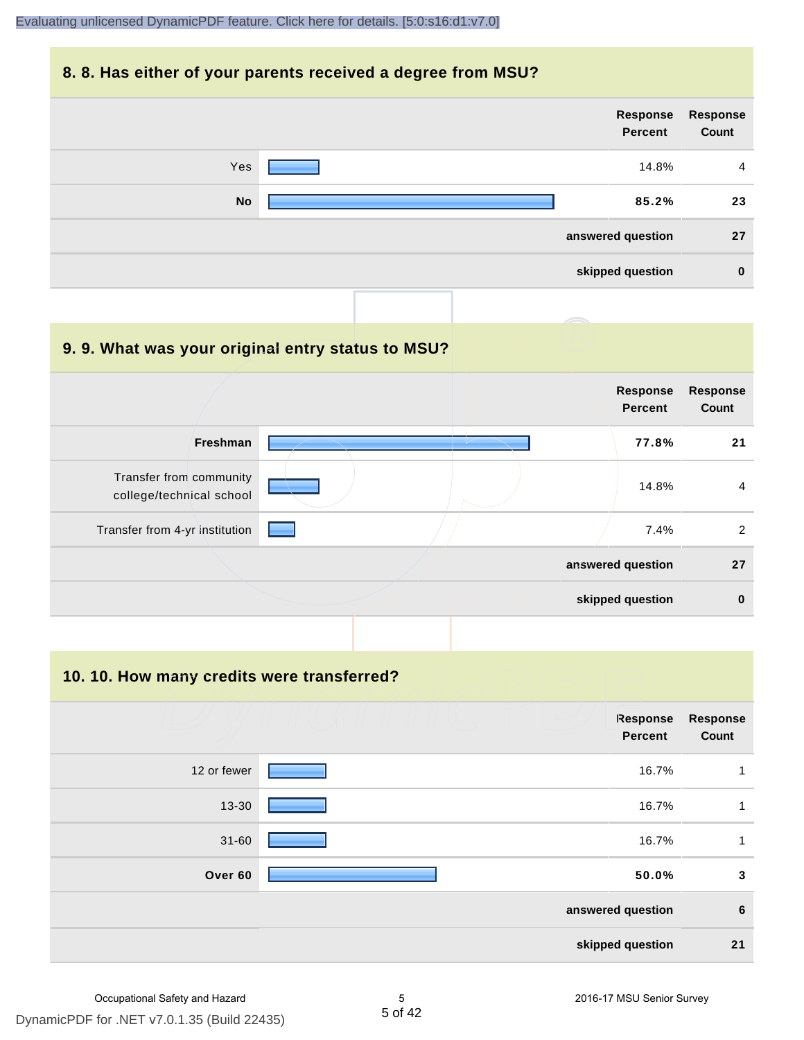## 8. 8. Has either of your parents received a degree from MSU?

| | Response Percent | Response Count |
|---|---|---|
| Yes | 14.8% | 4 |
| **No** | **85.2%** | **23** |
| | **answered question** | **27** |
| | **skipped question** | **0** |

## 9. 9. What was your original entry status to MSU?

| | Response Percent | Response Count |
|---|---|---|
| **Freshman** | **77.8%** | **21** |
| Transfer from community college/technical school | 14.8% | 4 |
| Transfer from 4-yr institution | 7.4% | 2 |
| | **answered question** | **27** |
| | **skipped question** | **0** |

## 10. 10. How many credits were transferred?

| | Response Percent | Response Count |
|---|---|---|
| 12 or fewer | 16.7% | 1 |
| 13-30 | 16.7% | 1 |
| 31-60 | 16.7% | 1 |
| **Over 60** | **50.0%** | **3** |
| | **answered question** | **6** |
| | **skipped question** | **21** |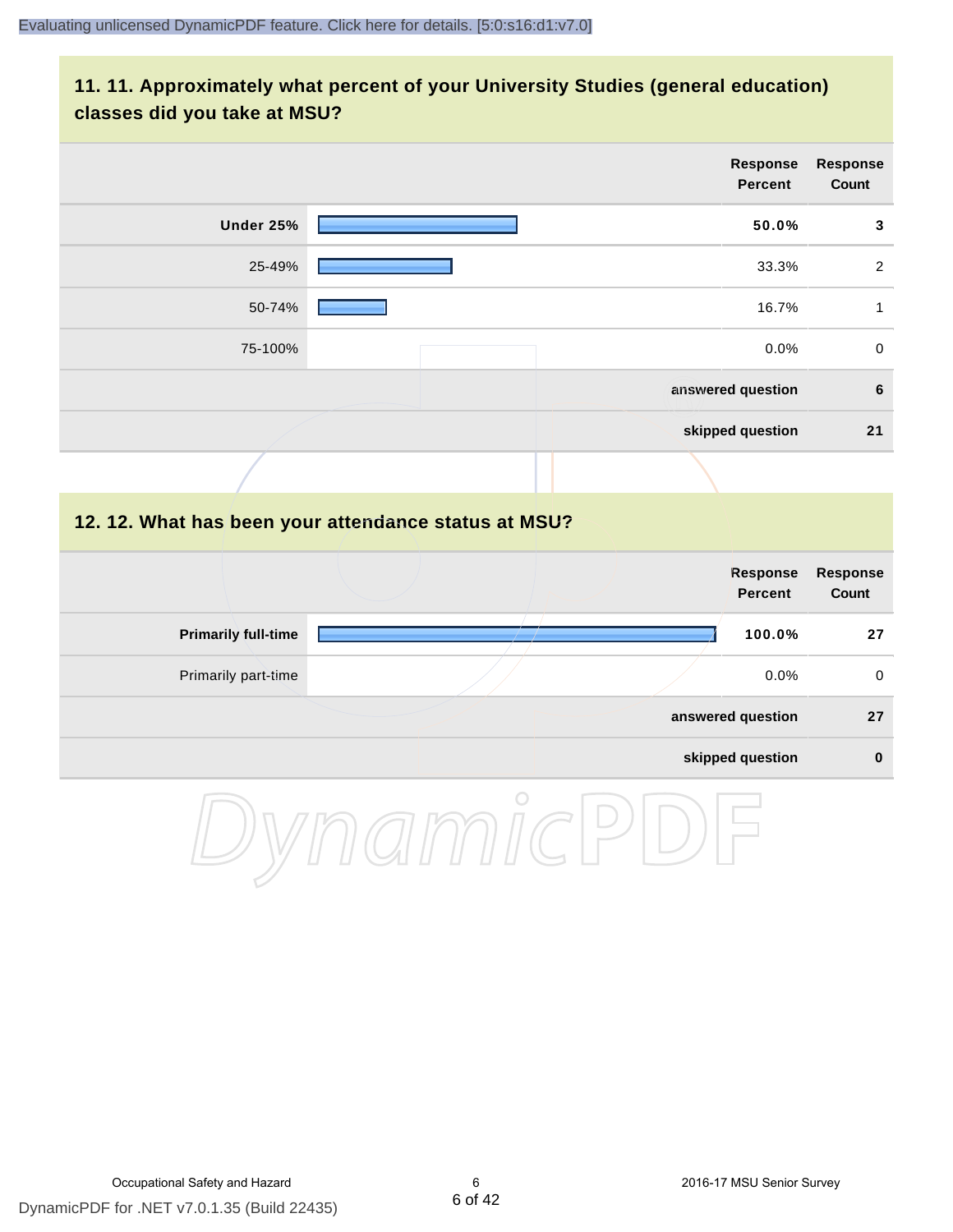## 11. 11. Approximately what percent of your University Studies (general education) classes did you take at MSU?

| | Response Percent | Response Count |
|---|---|---|
| **Under 25%** | **50.0%** | **3** |
| 25-49% | 33.3% | 2 |
| 50-74% | 16.7% | 1 |
| 75-100% | 0.0% | 0 |
| | **answered question** | **6** |
| | **skipped question** | **21** |

## 12. 12. What has been your attendance status at MSU?

| | Response Percent | Response Count |
|---|---|---|
| **Primarily full-time** | **100.0%** | **27** |
| Primarily part-time | 0.0% | 0 |
| | **answered question** | **27** |
| | **skipped question** | **0** |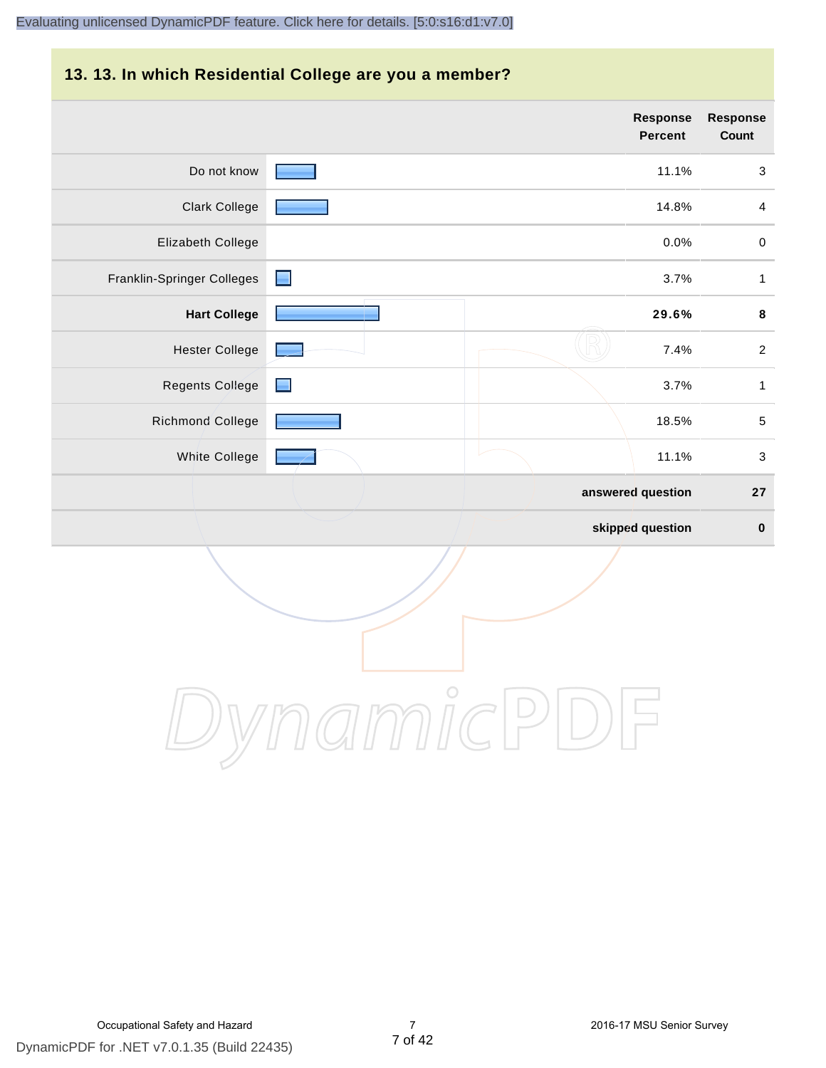## 13. 13. In which Residential College are you a member?

| | Response Percent | Response Count |
|---|---|---|
| Do not know | 11.1% | 3 |
| Clark College | 14.8% | 4 |
| Elizabeth College | 0.0% | 0 |
| Franklin-Springer Colleges | 3.7% | 1 |
| **Hart College** | **29.6%** | **8** |
| Hester College | 7.4% | 2 |
| Regents College | 3.7% | 1 |
| Richmond College | 18.5% | 5 |
| White College | 11.1% | 3 |
| | **answered question** | **27** |
| | **skipped question** | **0** |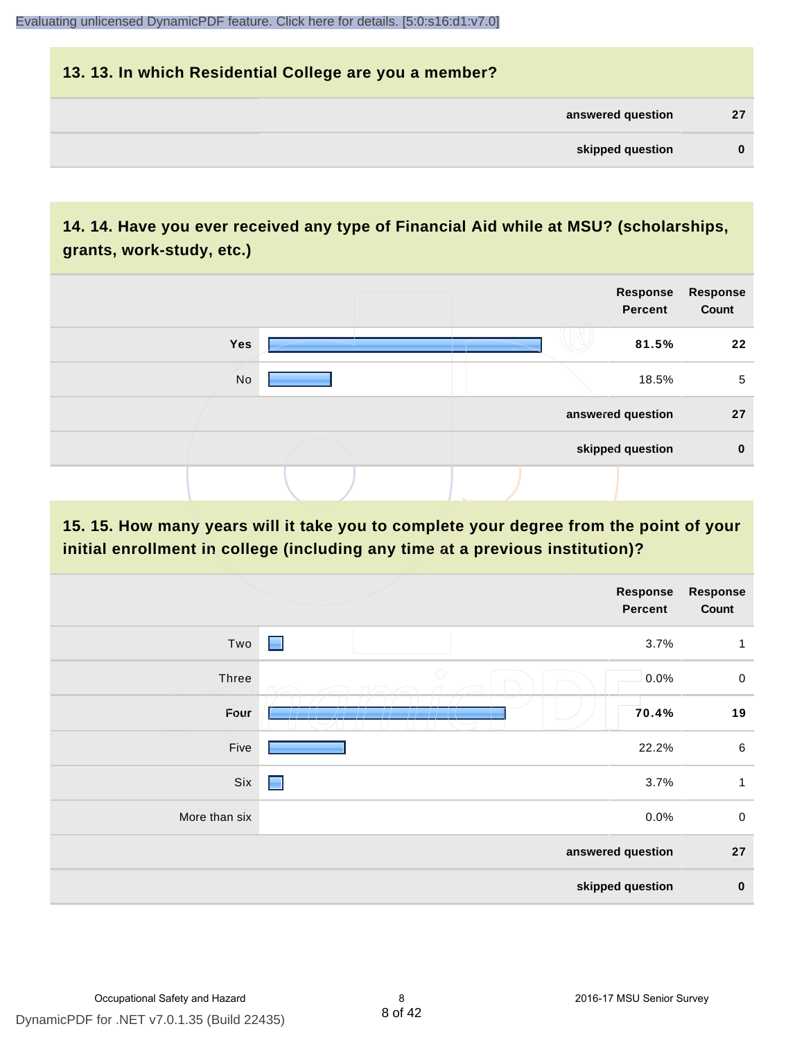## 13. 13. In which Residential College are you a member?

| | |
|---|---|
| answered question | 27 |
| skipped question | 0 |

## 14. 14. Have you ever received any type of Financial Aid while at MSU? (scholarships, grants, work-study, etc.)

| | Response Percent | Response Count |
|---|---|---|
| Yes | 81.5% | 22 |
| No | 18.5% | 5 |
| answered question | | 27 |
| skipped question | | 0 |

## 15. 15. How many years will it take you to complete your degree from the point of your initial enrollment in college (including any time at a previous institution)?

| | Response Percent | Response Count |
|---|---|---|
| Two | 3.7% | 1 |
| Three | 0.0% | 0 |
| Four | 70.4% | 19 |
| Five | 22.2% | 6 |
| Six | 3.7% | 1 |
| More than six | 0.0% | 0 |
| answered question | | 27 |
| skipped question | | 0 |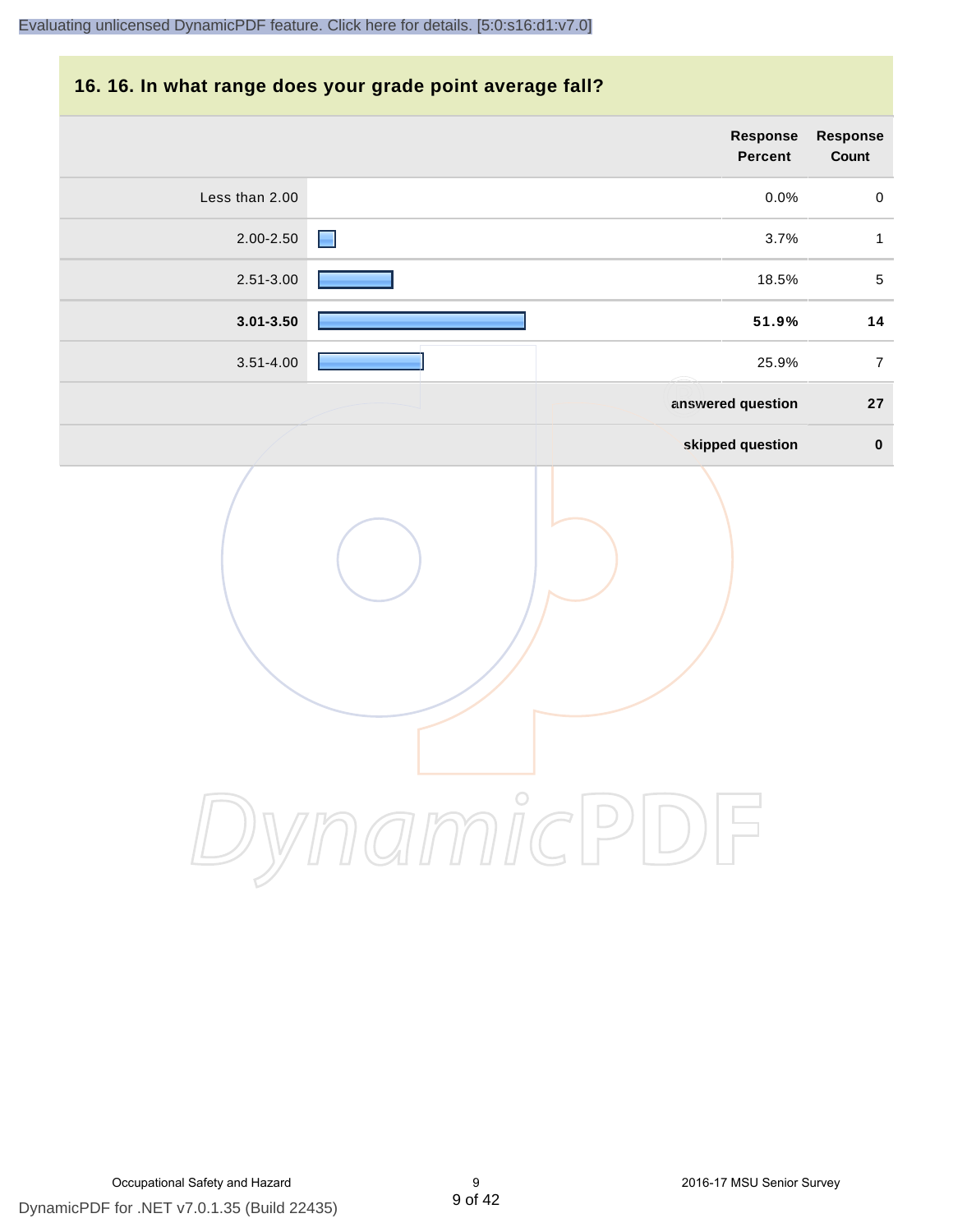## 16. 16. In what range does your grade point average fall?

| | Response Percent | Response Count |
|---|---|---|
| Less than 2.00 | 0.0% | 0 |
| 2.00-2.50 | 3.7% | 1 |
| 2.51-3.00 | 18.5% | 5 |
| **3.01-3.50** | **51.9%** | **14** |
| 3.51-4.00 | 25.9% | 7 |
| | **answered question** | **27** |
| | **skipped question** | **0** |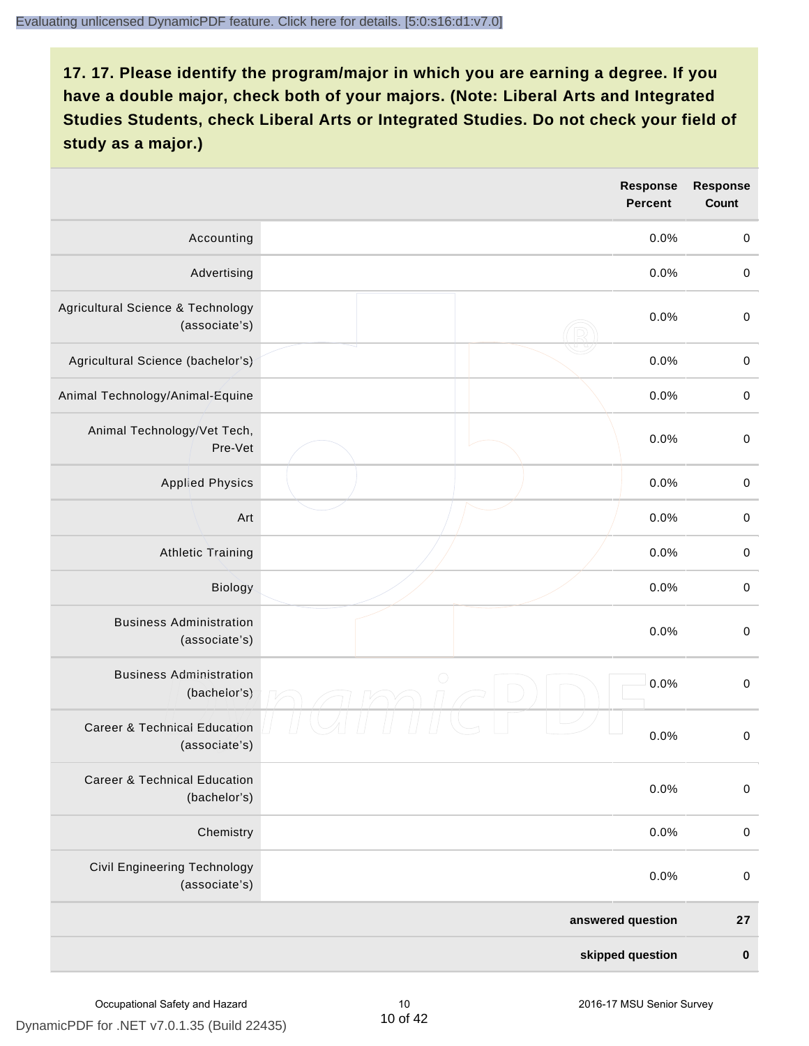## 17. 17. Please identify the program/major in which you are earning a degree. If you have a double major, check both of your majors. (Note: Liberal Arts and Integrated Studies Students, check Liberal Arts or Integrated Studies. Do not check your field of study as a major.)

| | Response Percent | Response Count |
|---|---|---|
| Accounting | 0.0% | 0 |
| Advertising | 0.0% | 0 |
| Agricultural Science & Technology (associate's) | 0.0% | 0 |
| Agricultural Science (bachelor's) | 0.0% | 0 |
| Animal Technology/Animal-Equine | 0.0% | 0 |
| Animal Technology/Vet Tech, Pre-Vet | 0.0% | 0 |
| Applied Physics | 0.0% | 0 |
| Art | 0.0% | 0 |
| Athletic Training | 0.0% | 0 |
| Biology | 0.0% | 0 |
| Business Administration (associate's) | 0.0% | 0 |
| Business Administration (bachelor's) | 0.0% | 0 |
| Career & Technical Education (associate's) | 0.0% | 0 |
| Career & Technical Education (bachelor's) | 0.0% | 0 |
| Chemistry | 0.0% | 0 |
| Civil Engineering Technology (associate's) | 0.0% | 0 |
| **answered question** | | **27** |
| **skipped question** | | **0** |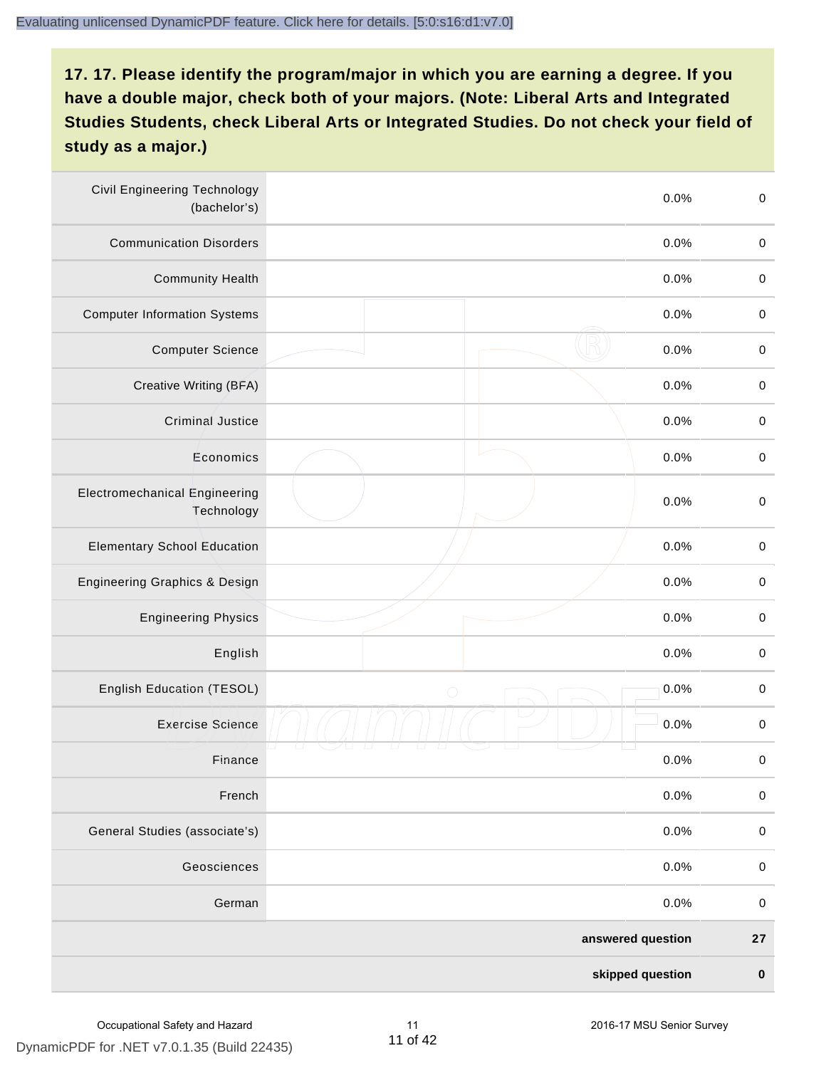## 17. 17. Please identify the program/major in which you are earning a degree. If you have a double major, check both of your majors. (Note: Liberal Arts and Integrated Studies Students, check Liberal Arts or Integrated Studies. Do not check your field of study as a major.)

| | | | |
|---|---|---|---|
| Civil Engineering Technology (bachelor's) | | 0.0% | 0 |
| Communication Disorders | | 0.0% | 0 |
| Community Health | | 0.0% | 0 |
| Computer Information Systems | | 0.0% | 0 |
| Computer Science | | 0.0% | 0 |
| Creative Writing (BFA) | | 0.0% | 0 |
| Criminal Justice | | 0.0% | 0 |
| Economics | | 0.0% | 0 |
| Electromechanical Engineering Technology | | 0.0% | 0 |
| Elementary School Education | | 0.0% | 0 |
| Engineering Graphics & Design | | 0.0% | 0 |
| Engineering Physics | | 0.0% | 0 |
| English | | 0.0% | 0 |
| English Education (TESOL) | | 0.0% | 0 |
| Exercise Science | | 0.0% | 0 |
| Finance | | 0.0% | 0 |
| French | | 0.0% | 0 |
| General Studies (associate's) | | 0.0% | 0 |
| Geosciences | | 0.0% | 0 |
| German | | 0.0% | 0 |
| | | **answered question** | **27** |
| | | **skipped question** | **0** |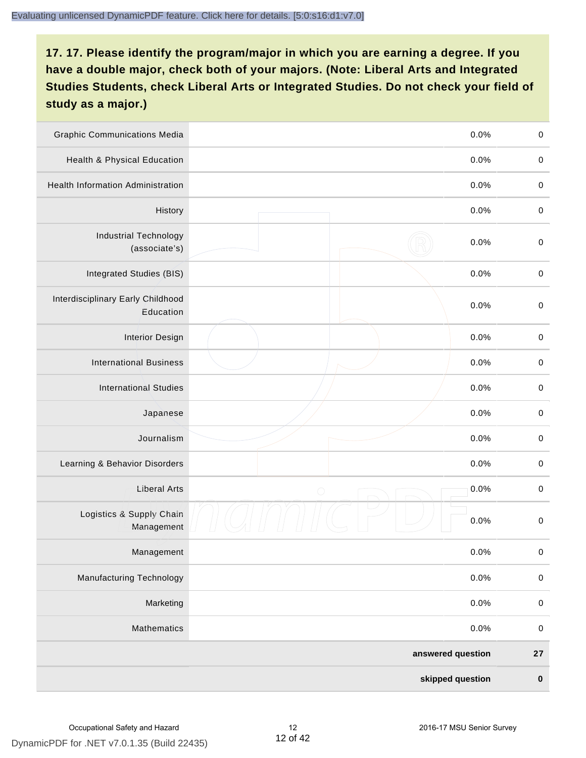## 17. 17. Please identify the program/major in which you are earning a degree. If you have a double major, check both of your majors. (Note: Liberal Arts and Integrated Studies Students, check Liberal Arts or Integrated Studies. Do not check your field of study as a major.)

| | | | |
|---|---|---|---|
| Graphic Communications Media | | 0.0% | 0 |
| Health & Physical Education | | 0.0% | 0 |
| Health Information Administration | | 0.0% | 0 |
| History | | 0.0% | 0 |
| Industrial Technology (associate's) | | 0.0% | 0 |
| Integrated Studies (BIS) | | 0.0% | 0 |
| Interdisciplinary Early Childhood Education | | 0.0% | 0 |
| Interior Design | | 0.0% | 0 |
| International Business | | 0.0% | 0 |
| International Studies | | 0.0% | 0 |
| Japanese | | 0.0% | 0 |
| Journalism | | 0.0% | 0 |
| Learning & Behavior Disorders | | 0.0% | 0 |
| Liberal Arts | | 0.0% | 0 |
| Logistics & Supply Chain Management | | 0.0% | 0 |
| Management | | 0.0% | 0 |
| Manufacturing Technology | | 0.0% | 0 |
| Marketing | | 0.0% | 0 |
| Mathematics | | 0.0% | 0 |
| | | **answered question** | **27** |
| | | **skipped question** | **0** |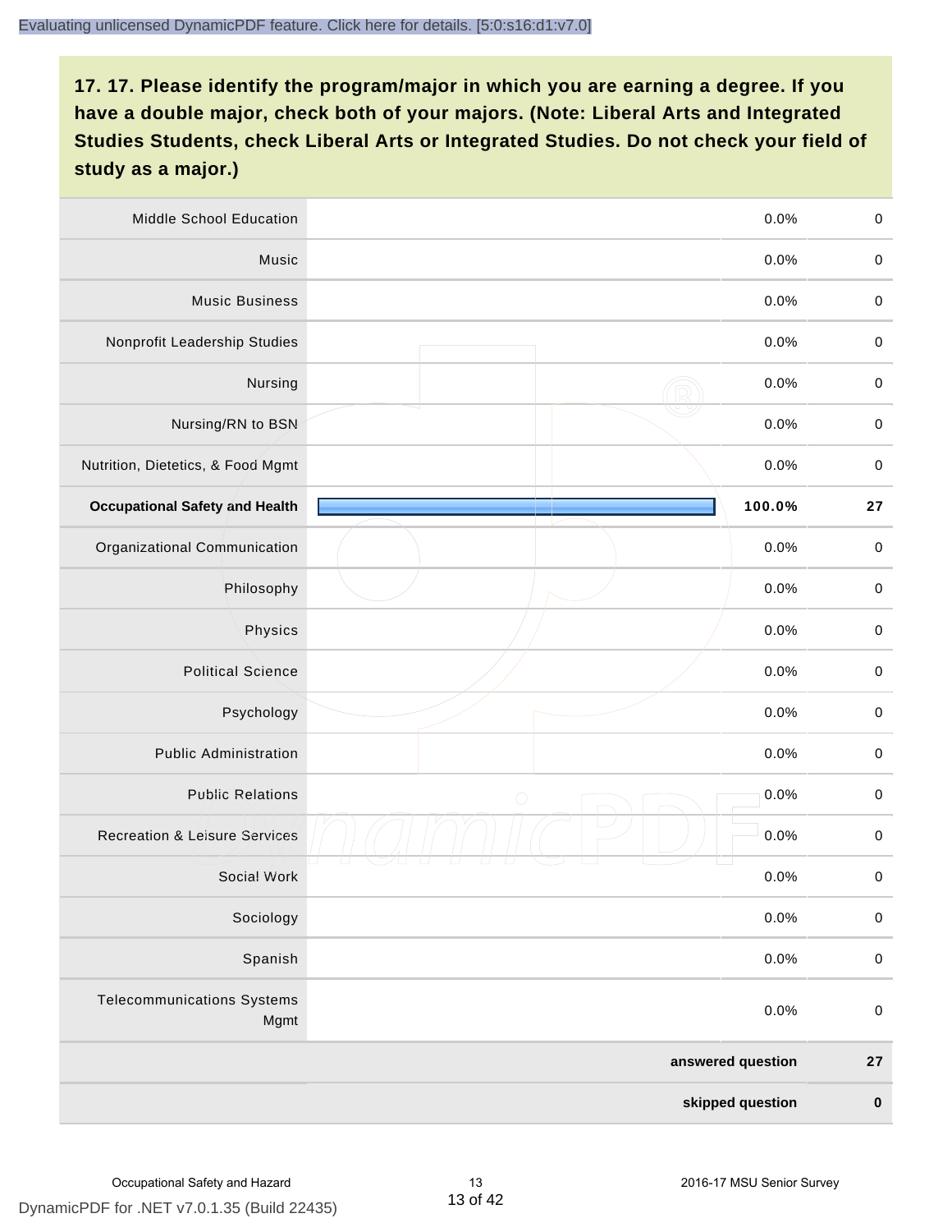## 17. 17. Please identify the program/major in which you are earning a degree. If you have a double major, check both of your majors. (Note: Liberal Arts and Integrated Studies Students, check Liberal Arts or Integrated Studies. Do not check your field of study as a major.)

| Program/Major | Percent | Count |
|---|---|---|
| Middle School Education | 0.0% | 0 |
| Music | 0.0% | 0 |
| Music Business | 0.0% | 0 |
| Nonprofit Leadership Studies | 0.0% | 0 |
| Nursing | 0.0% | 0 |
| Nursing/RN to BSN | 0.0% | 0 |
| Nutrition, Dietetics, & Food Mgmt | 0.0% | 0 |
| **Occupational Safety and Health** | **100.0%** | **27** |
| Organizational Communication | 0.0% | 0 |
| Philosophy | 0.0% | 0 |
| Physics | 0.0% | 0 |
| Political Science | 0.0% | 0 |
| Psychology | 0.0% | 0 |
| Public Administration | 0.0% | 0 |
| Public Relations | 0.0% | 0 |
| Recreation & Leisure Services | 0.0% | 0 |
| Social Work | 0.0% | 0 |
| Sociology | 0.0% | 0 |
| Spanish | 0.0% | 0 |
| Telecommunications Systems Mgmt | 0.0% | 0 |
| | **answered question** | **27** |
| | **skipped question** | **0** |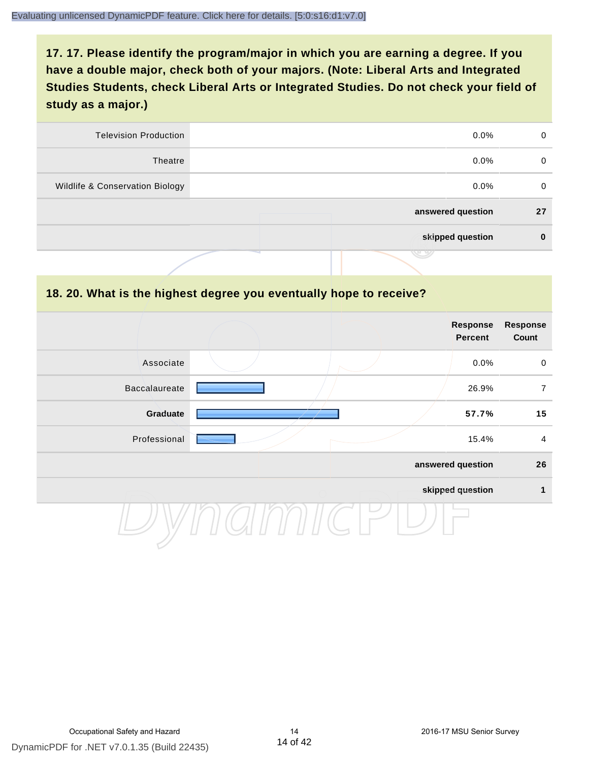## 17. 17. Please identify the program/major in which you are earning a degree. If you have a double major, check both of your majors. (Note: Liberal Arts and Integrated Studies Students, check Liberal Arts or Integrated Studies. Do not check your field of study as a major.)

| | | | |
|---|---|---|---|
| Television Production | | 0.0% | 0 |
| Theatre | | 0.0% | 0 |
| Wildlife & Conservation Biology | | 0.0% | 0 |
| | | **answered question** | **27** |
| | | **skipped question** | **0** |

## 18. 20. What is the highest degree you eventually hope to receive?

| | | Response Percent | Response Count |
|---|---|---|---|
| Associate | | 0.0% | 0 |
| Baccalaureate | | 26.9% | 7 |
| **Graduate** | | **57.7%** | **15** |
| Professional | | 15.4% | 4 |
| | | **answered question** | **26** |
| | | **skipped question** | **1** |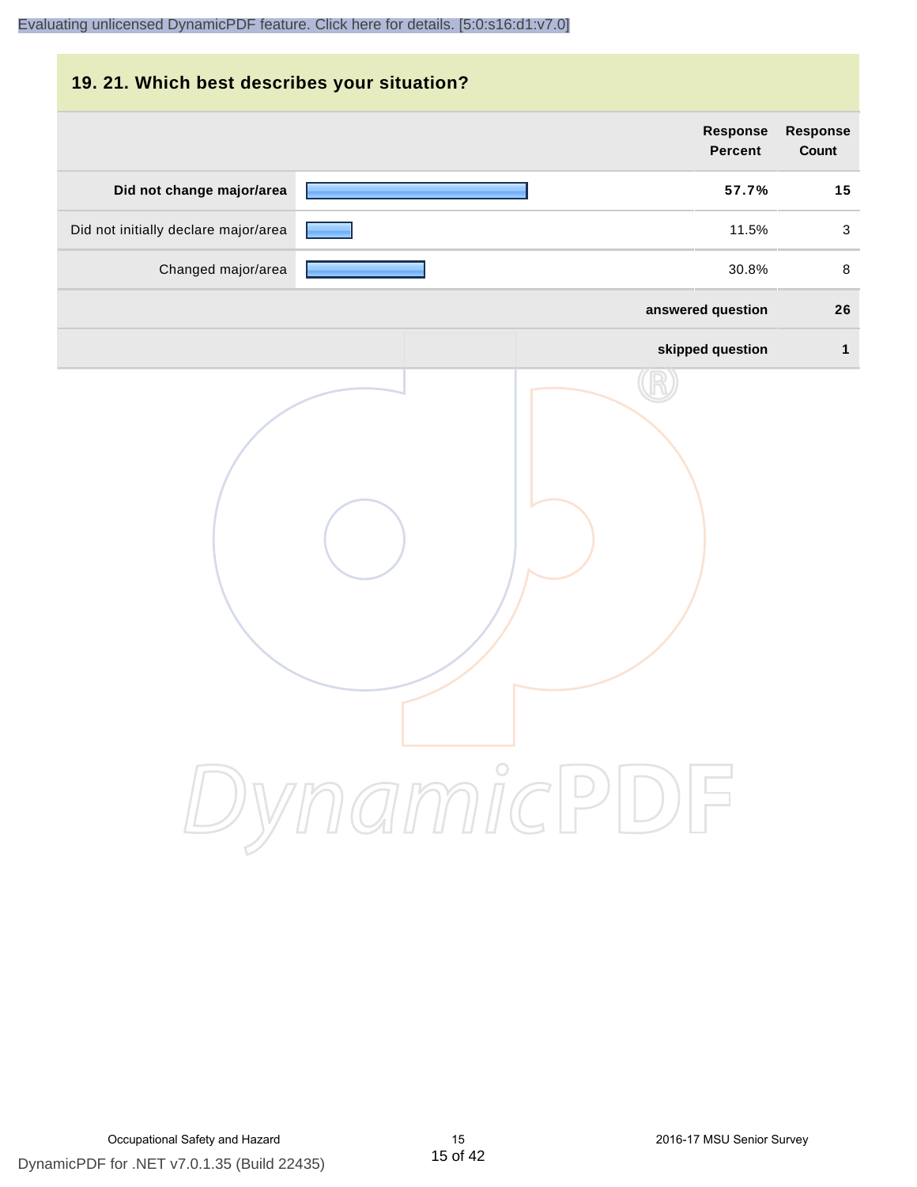## 19. 21. Which best describes your situation?

| | Response Percent | Response Count |
|---|---|---|
| **Did not change major/area** | **57.7%** | **15** |
| Did not initially declare major/area | 11.5% | 3 |
| Changed major/area | 30.8% | 8 |
| | **answered question** | **26** |
| | **skipped question** | **1** |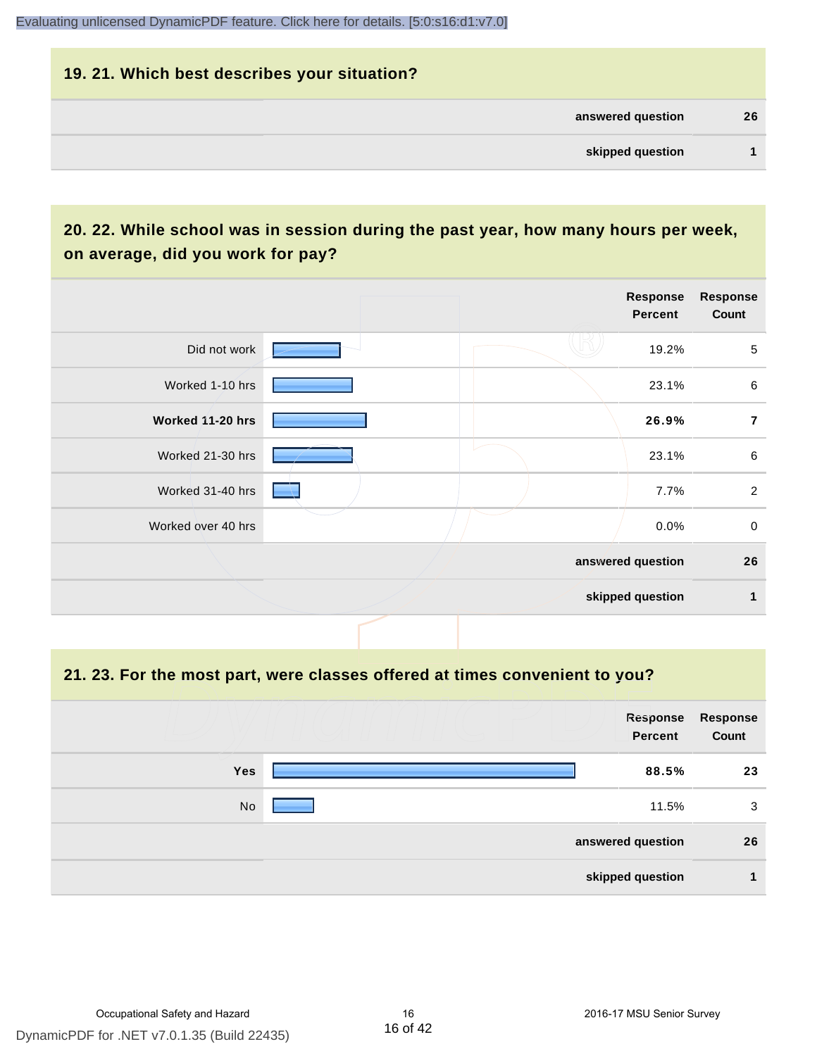## 19. 21. Which best describes your situation?

| | |
|---|---|
| answered question | 26 |
| skipped question | 1 |

## 20. 22. While school was in session during the past year, how many hours per week, on average, did you work for pay?

| | Response Percent | Response Count |
|---|---|---|
| Did not work | 19.2% | 5 |
| Worked 1-10 hrs | 23.1% | 6 |
| **Worked 11-20 hrs** | **26.9%** | **7** |
| Worked 21-30 hrs | 23.1% | 6 |
| Worked 31-40 hrs | 7.7% | 2 |
| Worked over 40 hrs | 0.0% | 0 |
| | **answered question** | **26** |
| | **skipped question** | **1** |

## 21. 23. For the most part, were classes offered at times convenient to you?

| | Response Percent | Response Count |
|---|---|---|
| **Yes** | **88.5%** | **23** |
| No | 11.5% | 3 |
| | **answered question** | **26** |
| | **skipped question** | **1** |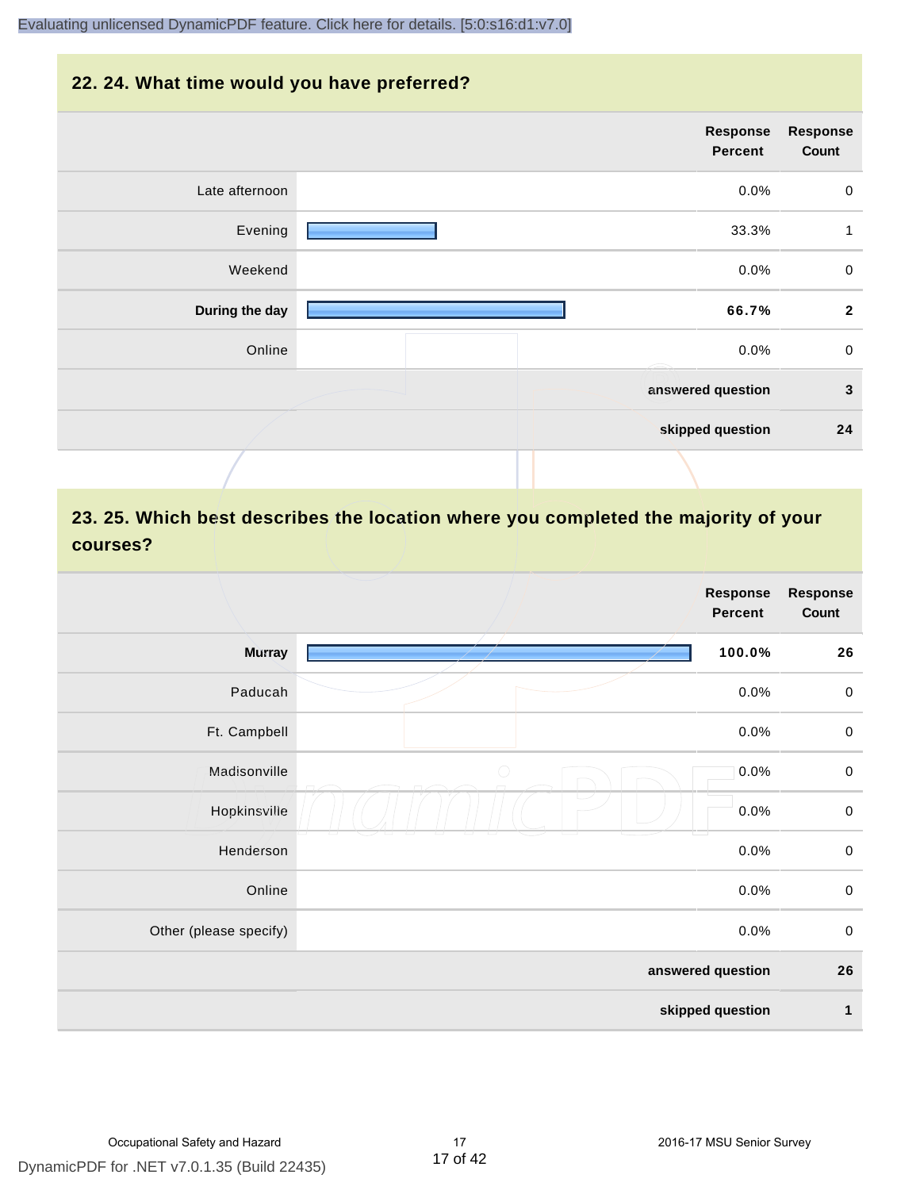## 22. 24. What time would you have preferred?

| | Response Percent | Response Count |
|---|---|---|
| Late afternoon | 0.0% | 0 |
| Evening | 33.3% | 1 |
| Weekend | 0.0% | 0 |
| **During the day** | **66.7%** | **2** |
| Online | 0.0% | 0 |
| | **answered question** | **3** |
| | **skipped question** | **24** |

## 23. 25. Which best describes the location where you completed the majority of your courses?

| | Response Percent | Response Count |
|---|---|---|
| **Murray** | **100.0%** | **26** |
| Paducah | 0.0% | 0 |
| Ft. Campbell | 0.0% | 0 |
| Madisonville | 0.0% | 0 |
| Hopkinsville | 0.0% | 0 |
| Henderson | 0.0% | 0 |
| Online | 0.0% | 0 |
| Other (please specify) | 0.0% | 0 |
| | **answered question** | **26** |
| | **skipped question** | **1** |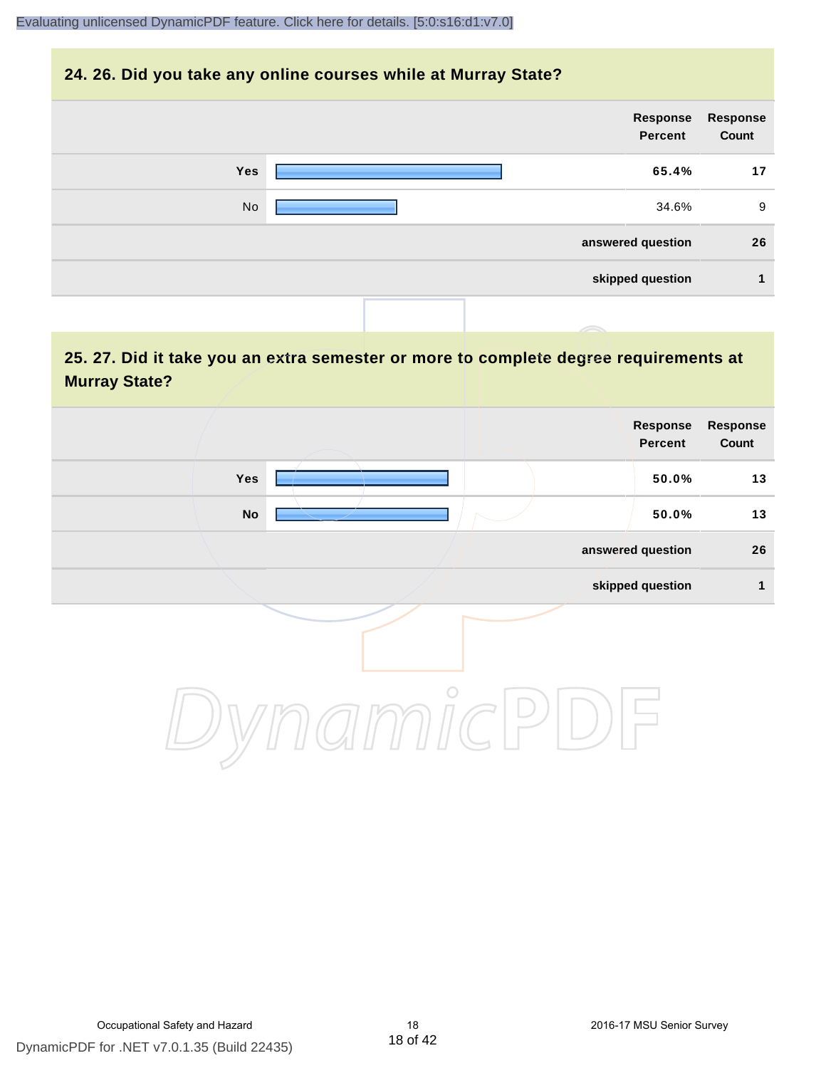## 24. 26. Did you take any online courses while at Murray State?

| | Response Percent | Response Count |
|---|---|---|
| Yes | 65.4% | 17 |
| No | 34.6% | 9 |
| answered question | | 26 |
| skipped question | | 1 |

## 25. 27. Did it take you an extra semester or more to complete degree requirements at Murray State?

| | Response Percent | Response Count |
|---|---|---|
| Yes | 50.0% | 13 |
| No | 50.0% | 13 |
| answered question | | 26 |
| skipped question | | 1 |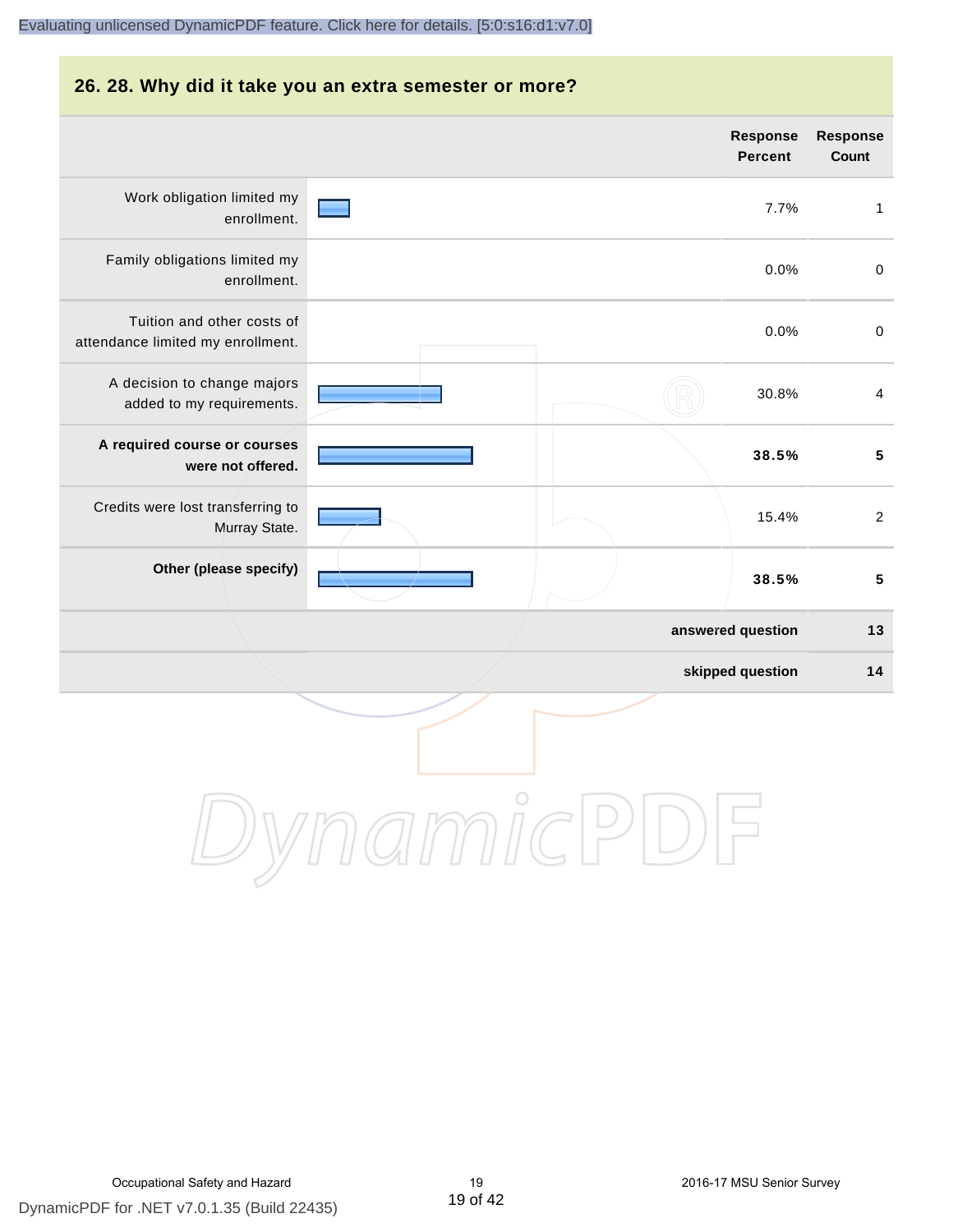## 26. 28. Why did it take you an extra semester or more?

| | Response Percent | Response Count |
|---|---|---|
| Work obligation limited my enrollment. | 7.7% | 1 |
| Family obligations limited my enrollment. | 0.0% | 0 |
| Tuition and other costs of attendance limited my enrollment. | 0.0% | 0 |
| A decision to change majors added to my requirements. | 30.8% | 4 |
| **A required course or courses were not offered.** | **38.5%** | **5** |
| Credits were lost transferring to Murray State. | 15.4% | 2 |
| **Other (please specify)** | **38.5%** | **5** |
| | **answered question** | **13** |
| | **skipped question** | **14** |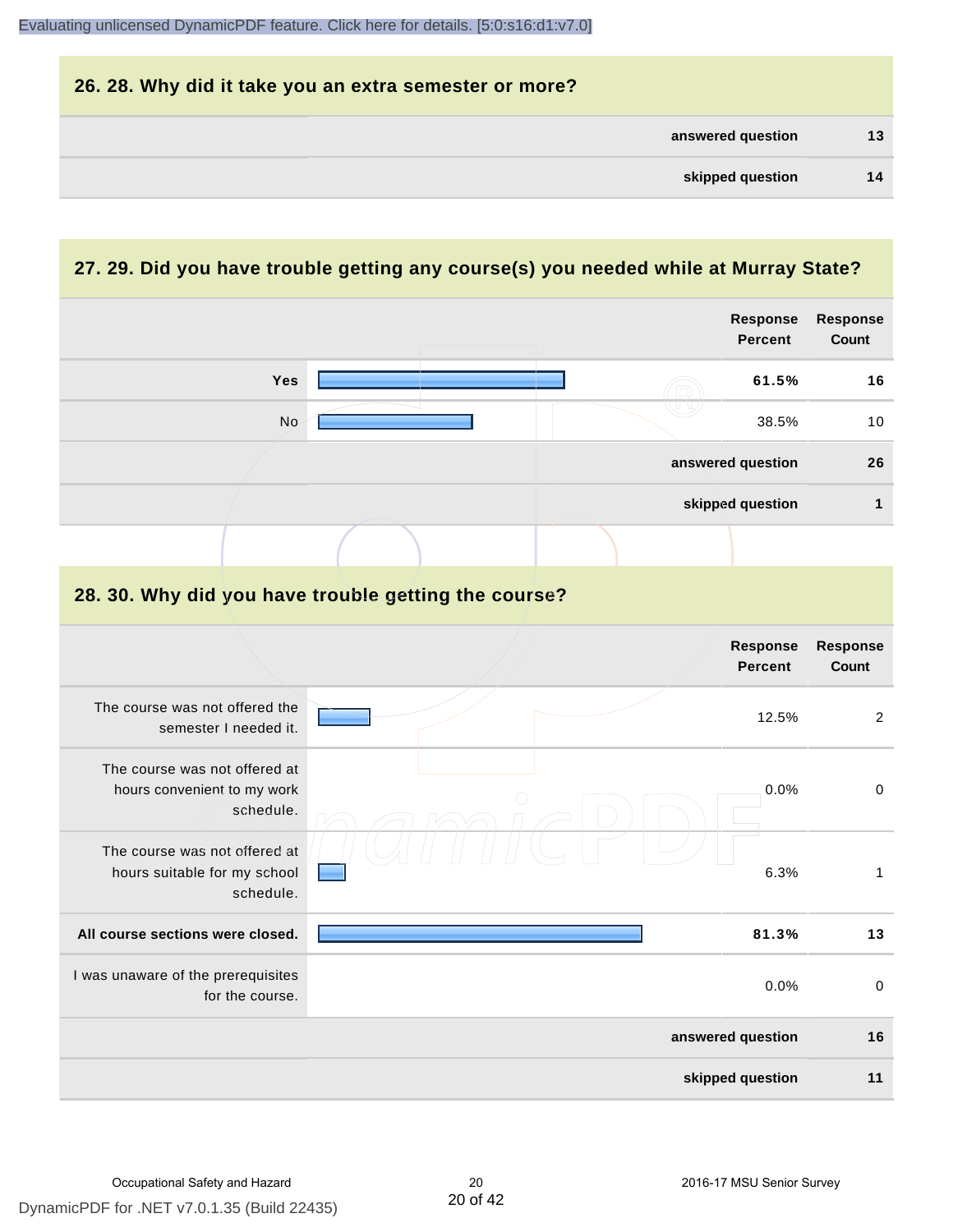## 26. 28. Why did it take you an extra semester or more?

| | |
|---|---|
| answered question | 13 |
| skipped question | 14 |

## 27. 29. Did you have trouble getting any course(s) you needed while at Murray State?

| | Response Percent | Response Count |
|---|---|---|
| **Yes** | **61.5%** | **16** |
| No | 38.5% | 10 |
| answered question | | 26 |
| skipped question | | 1 |

## 28. 30. Why did you have trouble getting the course?

| | Response Percent | Response Count |
|---|---|---|
| The course was not offered the semester I needed it. | 12.5% | 2 |
| The course was not offered at hours convenient to my work schedule. | 0.0% | 0 |
| The course was not offered at hours suitable for my school schedule. | 6.3% | 1 |
| **All course sections were closed.** | **81.3%** | **13** |
| I was unaware of the prerequisites for the course. | 0.0% | 0 |
| answered question | | 16 |
| skipped question | | 11 |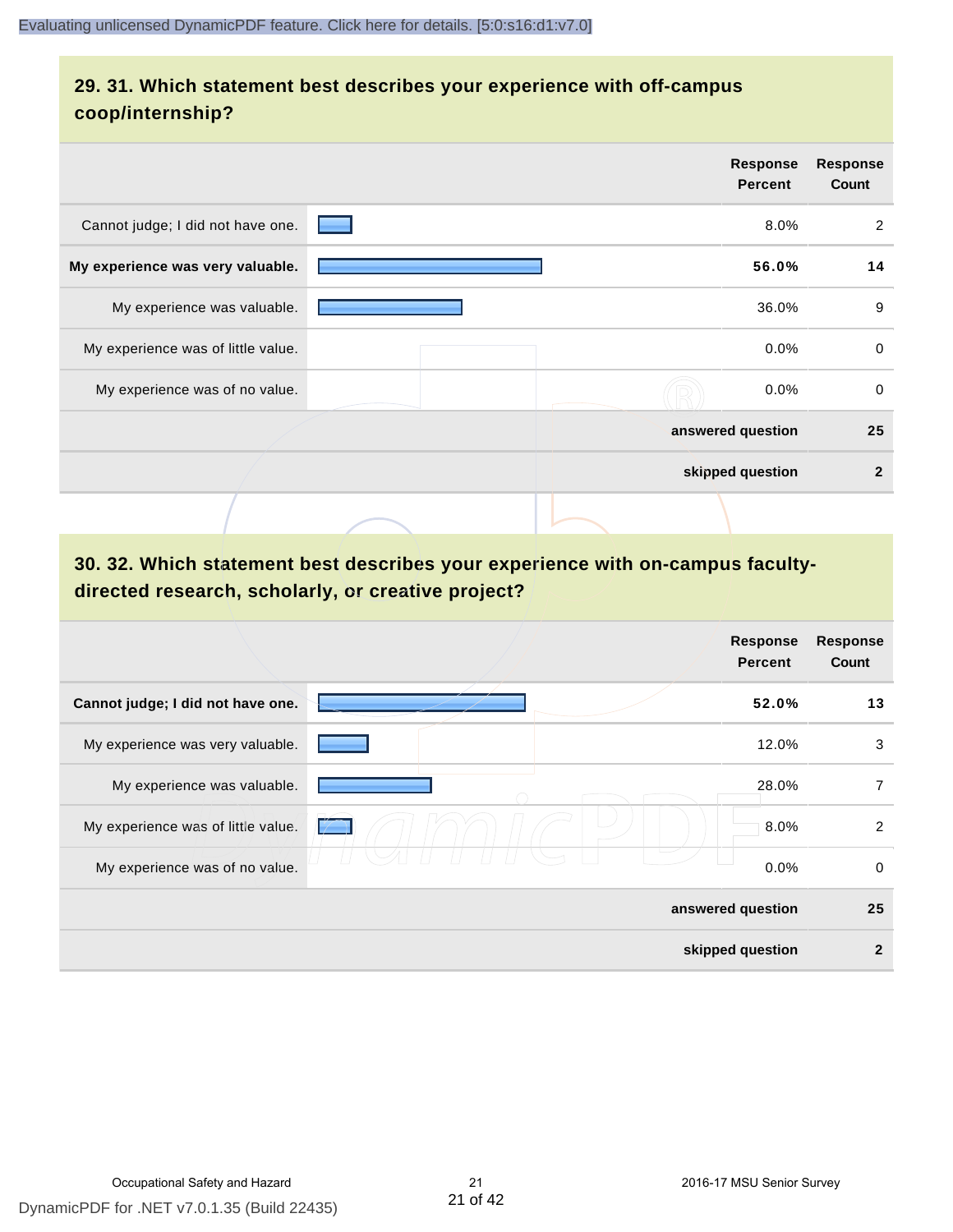## 29. 31. Which statement best describes your experience with off-campus coop/internship?

| | Response Percent | Response Count |
|---|---|---|
| Cannot judge; I did not have one. | 8.0% | 2 |
| **My experience was very valuable.** | **56.0%** | **14** |
| My experience was valuable. | 36.0% | 9 |
| My experience was of little value. | 0.0% | 0 |
| My experience was of no value. | 0.0% | 0 |
| **answered question** | | **25** |
| **skipped question** | | **2** |

## 30. 32. Which statement best describes your experience with on-campus faculty-directed research, scholarly, or creative project?

| | Response Percent | Response Count |
|---|---|---|
| **Cannot judge; I did not have one.** | **52.0%** | **13** |
| My experience was very valuable. | 12.0% | 3 |
| My experience was valuable. | 28.0% | 7 |
| My experience was of little value. | 8.0% | 2 |
| My experience was of no value. | 0.0% | 0 |
| **answered question** | | **25** |
| **skipped question** | | **2** |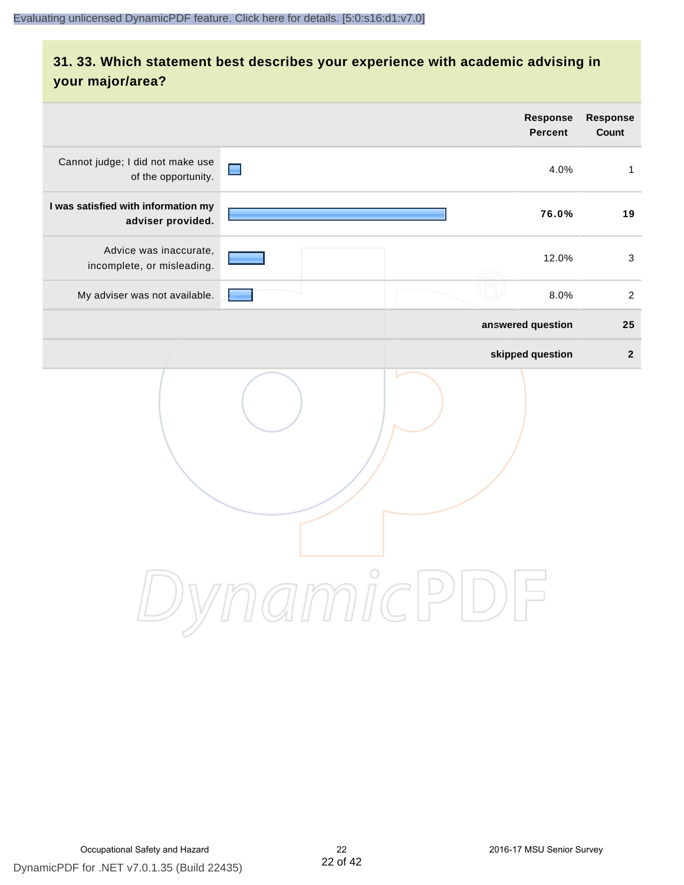## 31. 33. Which statement best describes your experience with academic advising in your major/area?

| | Response Percent | Response Count |
|---|---|---|
| Cannot judge; I did not make use of the opportunity. | 4.0% | 1 |
| **I was satisfied with information my adviser provided.** | **76.0%** | **19** |
| Advice was inaccurate, incomplete, or misleading. | 12.0% | 3 |
| My adviser was not available. | 8.0% | 2 |
| | **answered question** | **25** |
| | **skipped question** | **2** |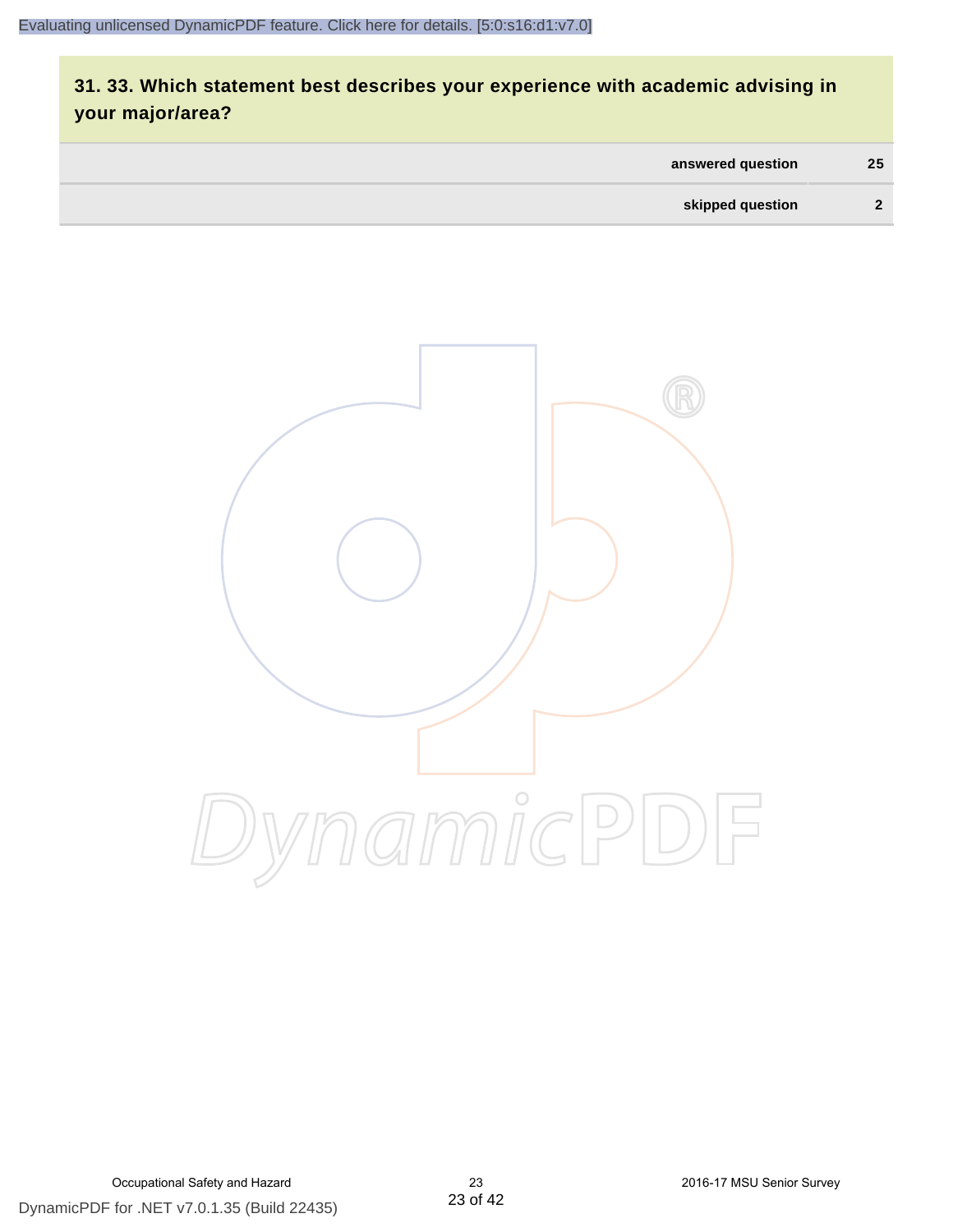## 31. 33. Which statement best describes your experience with academic advising in your major/area?

| | |
|---|---|
| answered question | 25 |
| skipped question | 2 |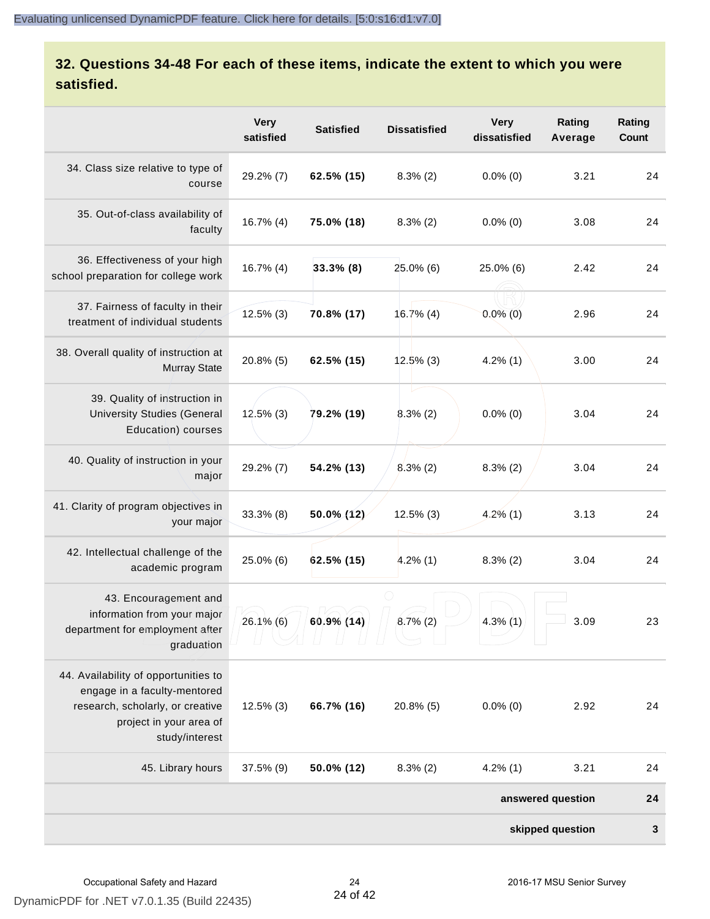## 32. Questions 34-48 For each of these items, indicate the extent to which you were satisfied.

| | Very satisfied | Satisfied | Dissatisfied | Very dissatisfied | Rating Average | Rating Count |
|---|---|---|---|---|---|---|
| 34. Class size relative to type of course | 29.2% (7) | **62.5% (15)** | 8.3% (2) | 0.0% (0) | 3.21 | 24 |
| 35. Out-of-class availability of faculty | 16.7% (4) | **75.0% (18)** | 8.3% (2) | 0.0% (0) | 3.08 | 24 |
| 36. Effectiveness of your high school preparation for college work | 16.7% (4) | **33.3% (8)** | 25.0% (6) | 25.0% (6) | 2.42 | 24 |
| 37. Fairness of faculty in their treatment of individual students | 12.5% (3) | **70.8% (17)** | 16.7% (4) | 0.0% (0) | 2.96 | 24 |
| 38. Overall quality of instruction at Murray State | 20.8% (5) | **62.5% (15)** | 12.5% (3) | 4.2% (1) | 3.00 | 24 |
| 39. Quality of instruction in University Studies (General Education) courses | 12.5% (3) | **79.2% (19)** | 8.3% (2) | 0.0% (0) | 3.04 | 24 |
| 40. Quality of instruction in your major | 29.2% (7) | **54.2% (13)** | 8.3% (2) | 8.3% (2) | 3.04 | 24 |
| 41. Clarity of program objectives in your major | 33.3% (8) | **50.0% (12)** | 12.5% (3) | 4.2% (1) | 3.13 | 24 |
| 42. Intellectual challenge of the academic program | 25.0% (6) | **62.5% (15)** | 4.2% (1) | 8.3% (2) | 3.04 | 24 |
| 43. Encouragement and information from your major department for employment after graduation | 26.1% (6) | **60.9% (14)** | 8.7% (2) | 4.3% (1) | 3.09 | 23 |
| 44. Availability of opportunities to engage in a faculty-mentored research, scholarly, or creative project in your area of study/interest | 12.5% (3) | **66.7% (16)** | 20.8% (5) | 0.0% (0) | 2.92 | 24 |
| 45. Library hours | 37.5% (9) | **50.0% (12)** | 8.3% (2) | 4.2% (1) | 3.21 | 24 |
| | | | | | **answered question** | **24** |
| | | | | | **skipped question** | **3** |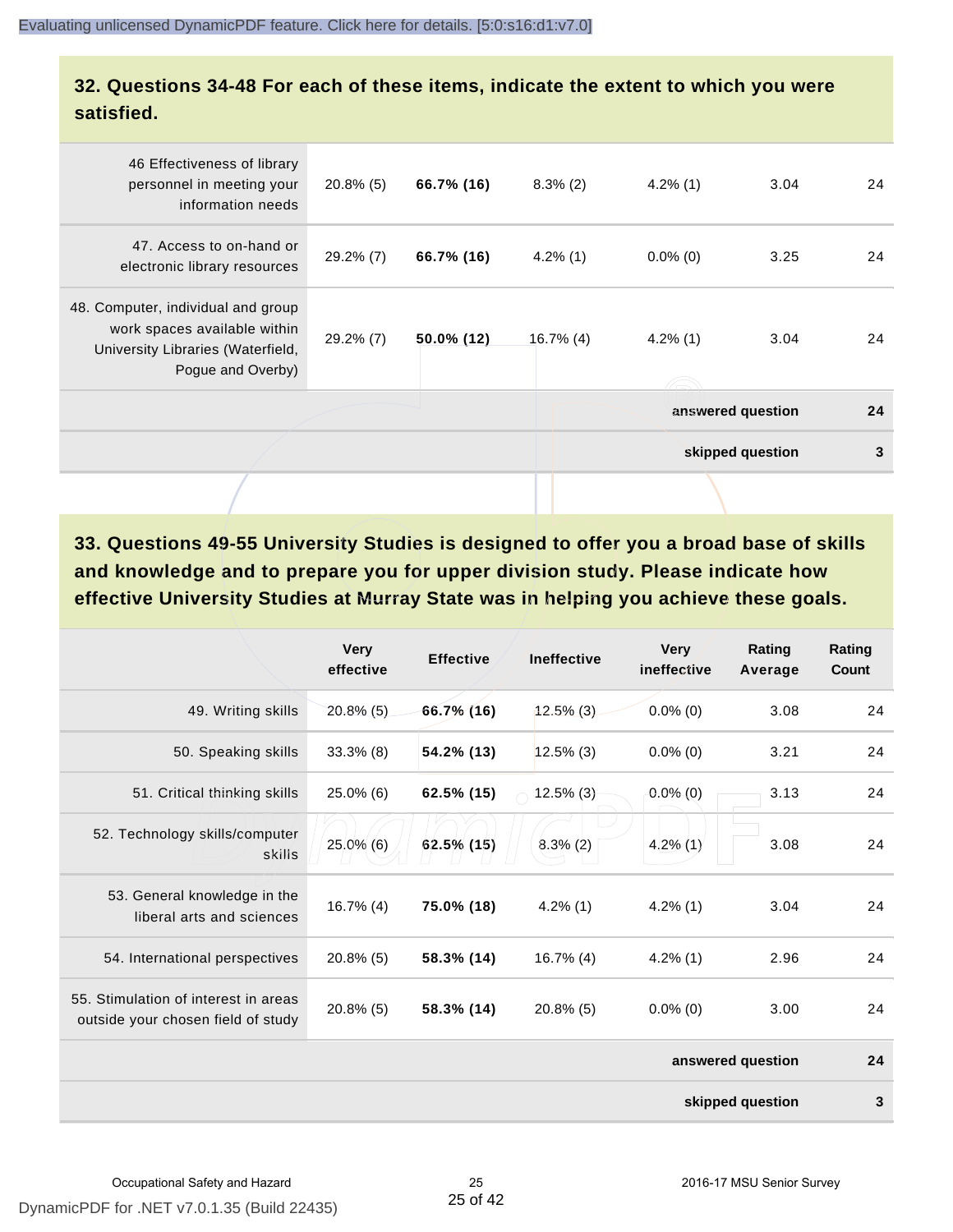## 32. Questions 34-48 For each of these items, indicate the extent to which you were satisfied.

| | | | | | | |
|---|---|---|---|---|---|---|
| 46 Effectiveness of library personnel in meeting your information needs | 20.8% (5) | **66.7% (16)** | 8.3% (2) | 4.2% (1) | 3.04 | 24 |
| 47. Access to on-hand or electronic library resources | 29.2% (7) | **66.7% (16)** | 4.2% (1) | 0.0% (0) | 3.25 | 24 |
| 48. Computer, individual and group work spaces available within University Libraries (Waterfield, Pogue and Overby) | 29.2% (7) | **50.0% (12)** | 16.7% (4) | 4.2% (1) | 3.04 | 24 |
| | | | | | **answered question** | **24** |
| | | | | | **skipped question** | **3** |

## 33. Questions 49-55 University Studies is designed to offer you a broad base of skills and knowledge and to prepare you for upper division study. Please indicate how effective University Studies at Murray State was in helping you achieve these goals.

| | Very effective | Effective | Ineffective | Very ineffective | Rating Average | Rating Count |
|---|---|---|---|---|---|---|
| 49. Writing skills | 20.8% (5) | **66.7% (16)** | 12.5% (3) | 0.0% (0) | 3.08 | 24 |
| 50. Speaking skills | 33.3% (8) | **54.2% (13)** | 12.5% (3) | 0.0% (0) | 3.21 | 24 |
| 51. Critical thinking skills | 25.0% (6) | **62.5% (15)** | 12.5% (3) | 0.0% (0) | 3.13 | 24 |
| 52. Technology skills/computer skills | 25.0% (6) | **62.5% (15)** | 8.3% (2) | 4.2% (1) | 3.08 | 24 |
| 53. General knowledge in the liberal arts and sciences | 16.7% (4) | **75.0% (18)** | 4.2% (1) | 4.2% (1) | 3.04 | 24 |
| 54. International perspectives | 20.8% (5) | **58.3% (14)** | 16.7% (4) | 4.2% (1) | 2.96 | 24 |
| 55. Stimulation of interest in areas outside your chosen field of study | 20.8% (5) | **58.3% (14)** | 20.8% (5) | 0.0% (0) | 3.00 | 24 |
| | | | | | **answered question** | **24** |
| | | | | | **skipped question** | **3** |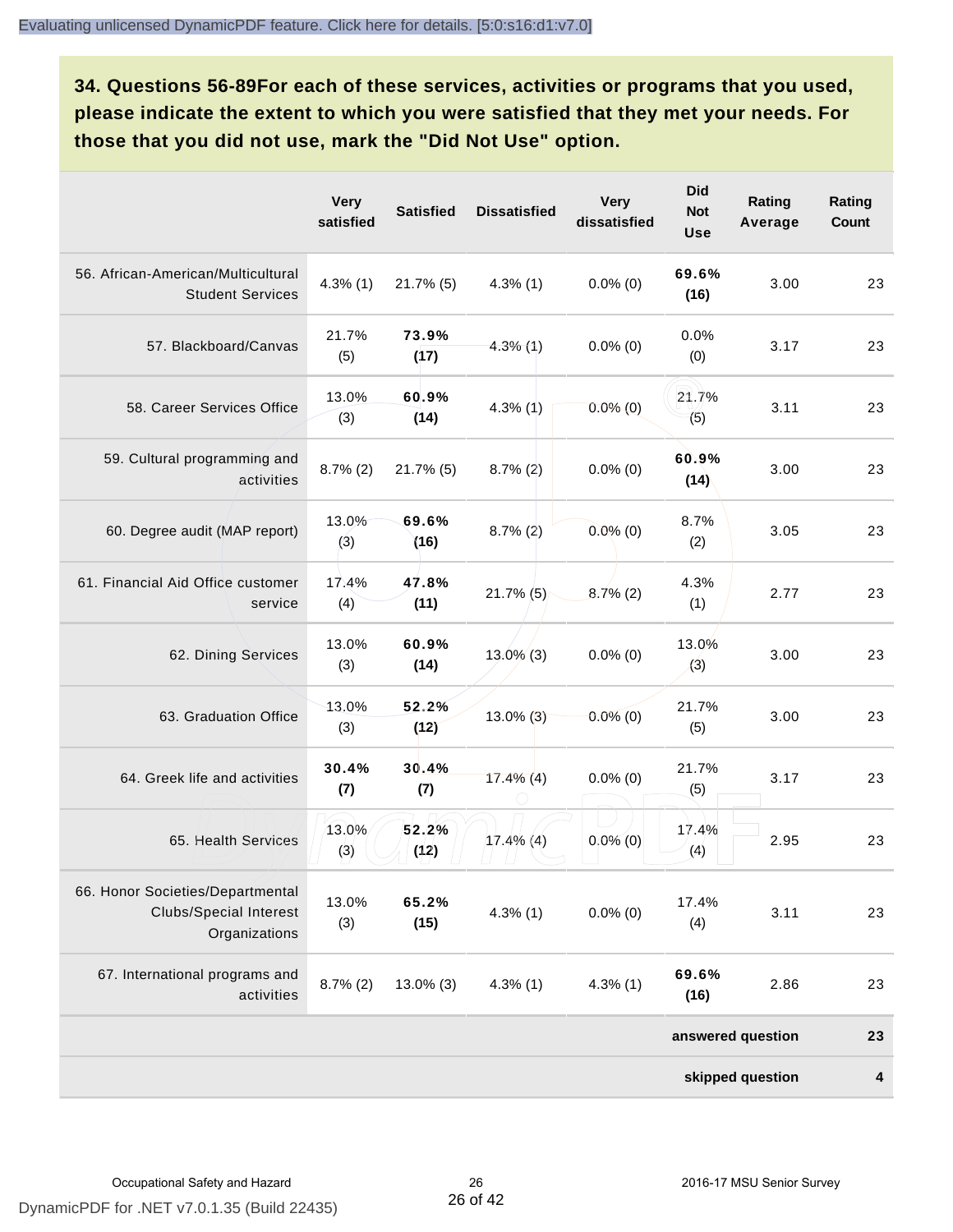## 34. Questions 56-89For each of these services, activities or programs that you used, please indicate the extent to which you were satisfied that they met your needs. For those that you did not use, mark the "Did Not Use" option.

| | Very satisfied | Satisfied | Dissatisfied | Very dissatisfied | Did Not Use | Rating Average | Rating Count |
|---|---|---|---|---|---|---|---|
| 56. African-American/Multicultural Student Services | 4.3% (1) | 21.7% (5) | 4.3% (1) | 0.0% (0) | **69.6% (16)** | 3.00 | 23 |
| 57. Blackboard/Canvas | 21.7% (5) | **73.9% (17)** | 4.3% (1) | 0.0% (0) | 0.0% (0) | 3.17 | 23 |
| 58. Career Services Office | 13.0% (3) | **60.9% (14)** | 4.3% (1) | 0.0% (0) | 21.7% (5) | 3.11 | 23 |
| 59. Cultural programming and activities | 8.7% (2) | 21.7% (5) | 8.7% (2) | 0.0% (0) | **60.9% (14)** | 3.00 | 23 |
| 60. Degree audit (MAP report) | 13.0% (3) | **69.6% (16)** | 8.7% (2) | 0.0% (0) | 8.7% (2) | 3.05 | 23 |
| 61. Financial Aid Office customer service | 17.4% (4) | **47.8% (11)** | 21.7% (5) | 8.7% (2) | 4.3% (1) | 2.77 | 23 |
| 62. Dining Services | 13.0% (3) | **60.9% (14)** | 13.0% (3) | 0.0% (0) | 13.0% (3) | 3.00 | 23 |
| 63. Graduation Office | 13.0% (3) | **52.2% (12)** | 13.0% (3) | 0.0% (0) | 21.7% (5) | 3.00 | 23 |
| 64. Greek life and activities | **30.4% (7)** | **30.4% (7)** | 17.4% (4) | 0.0% (0) | 21.7% (5) | 3.17 | 23 |
| 65. Health Services | 13.0% (3) | **52.2% (12)** | 17.4% (4) | 0.0% (0) | 17.4% (4) | 2.95 | 23 |
| 66. Honor Societies/Departmental Clubs/Special Interest Organizations | 13.0% (3) | **65.2% (15)** | 4.3% (1) | 0.0% (0) | 17.4% (4) | 3.11 | 23 |
| 67. International programs and activities | 8.7% (2) | 13.0% (3) | 4.3% (1) | 4.3% (1) | **69.6% (16)** | 2.86 | 23 |
| | | | | | | **answered question** | **23** |
| | | | | | | **skipped question** | **4** |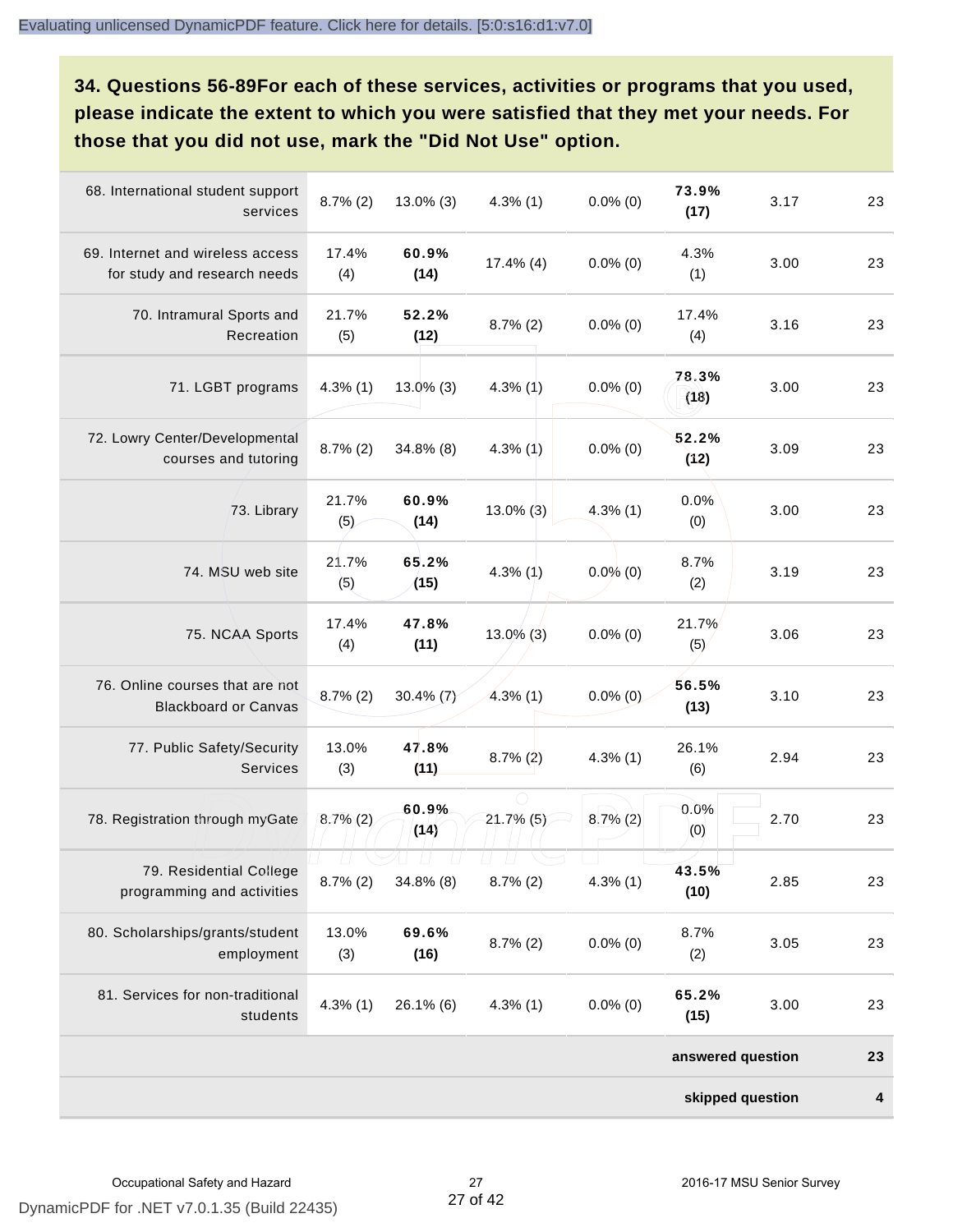## 34. Questions 56-89For each of these services, activities or programs that you used, please indicate the extent to which you were satisfied that they met your needs. For those that you did not use, mark the "Did Not Use" option.

| | | | | | | | |
|---|---|---|---|---|---|---|---|
| 68. International student support services | 8.7% (2) | 13.0% (3) | 4.3% (1) | 0.0% (0) | **73.9% (17)** | 3.17 | 23 |
| 69. Internet and wireless access for study and research needs | 17.4% (4) | **60.9% (14)** | 17.4% (4) | 0.0% (0) | 4.3% (1) | 3.00 | 23 |
| 70. Intramural Sports and Recreation | 21.7% (5) | **52.2% (12)** | 8.7% (2) | 0.0% (0) | 17.4% (4) | 3.16 | 23 |
| 71. LGBT programs | 4.3% (1) | 13.0% (3) | 4.3% (1) | 0.0% (0) | **78.3% (18)** | 3.00 | 23 |
| 72. Lowry Center/Developmental courses and tutoring | 8.7% (2) | 34.8% (8) | 4.3% (1) | 0.0% (0) | **52.2% (12)** | 3.09 | 23 |
| 73. Library | 21.7% (5) | **60.9% (14)** | 13.0% (3) | 4.3% (1) | 0.0% (0) | 3.00 | 23 |
| 74. MSU web site | 21.7% (5) | **65.2% (15)** | 4.3% (1) | 0.0% (0) | 8.7% (2) | 3.19 | 23 |
| 75. NCAA Sports | 17.4% (4) | **47.8% (11)** | 13.0% (3) | 0.0% (0) | 21.7% (5) | 3.06 | 23 |
| 76. Online courses that are not Blackboard or Canvas | 8.7% (2) | 30.4% (7) | 4.3% (1) | 0.0% (0) | **56.5% (13)** | 3.10 | 23 |
| 77. Public Safety/Security Services | 13.0% (3) | **47.8% (11)** | 8.7% (2) | 4.3% (1) | 26.1% (6) | 2.94 | 23 |
| 78. Registration through myGate | 8.7% (2) | **60.9% (14)** | 21.7% (5) | 8.7% (2) | 0.0% (0) | 2.70 | 23 |
| 79. Residential College programming and activities | 8.7% (2) | 34.8% (8) | 8.7% (2) | 4.3% (1) | **43.5% (10)** | 2.85 | 23 |
| 80. Scholarships/grants/student employment | 13.0% (3) | **69.6% (16)** | 8.7% (2) | 0.0% (0) | 8.7% (2) | 3.05 | 23 |
| 81. Services for non-traditional students | 4.3% (1) | 26.1% (6) | 4.3% (1) | 0.0% (0) | **65.2% (15)** | 3.00 | 23 |
| | | | | | | **answered question** | **23** |
| | | | | | | **skipped question** | **4** |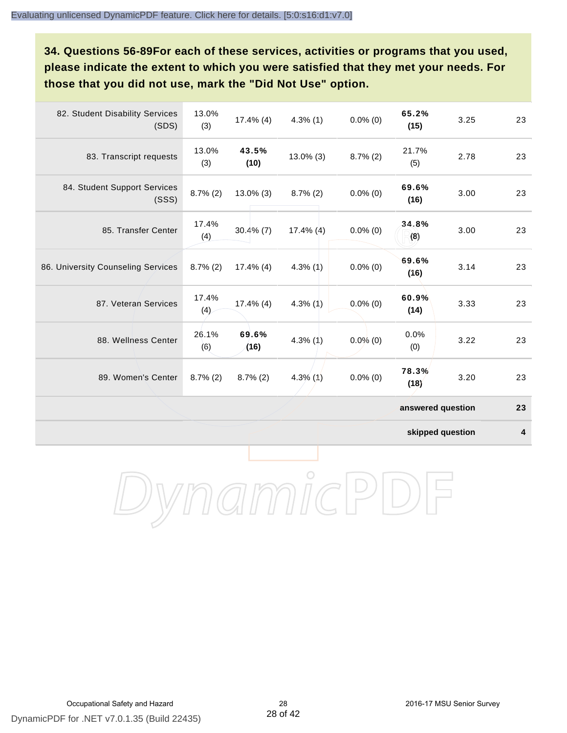**34. Questions 56-89For each of these services, activities or programs that you used, please indicate the extent to which you were satisfied that they met your needs. For those that you did not use, mark the "Did Not Use" option.**

| | | | | | | | |
|---|---|---|---|---|---|---|---|
| 82. Student Disability Services (SDS) | 13.0% (3) | 17.4% (4) | 4.3% (1) | 0.0% (0) | **65.2% (15)** | 3.25 | 23 |
| 83. Transcript requests | 13.0% (3) | **43.5% (10)** | 13.0% (3) | 8.7% (2) | 21.7% (5) | 2.78 | 23 |
| 84. Student Support Services (SSS) | 8.7% (2) | 13.0% (3) | 8.7% (2) | 0.0% (0) | **69.6% (16)** | 3.00 | 23 |
| 85. Transfer Center | 17.4% (4) | 30.4% (7) | 17.4% (4) | 0.0% (0) | **34.8% (8)** | 3.00 | 23 |
| 86. University Counseling Services | 8.7% (2) | 17.4% (4) | 4.3% (1) | 0.0% (0) | **69.6% (16)** | 3.14 | 23 |
| 87. Veteran Services | 17.4% (4) | 17.4% (4) | 4.3% (1) | 0.0% (0) | **60.9% (14)** | 3.33 | 23 |
| 88. Wellness Center | 26.1% (6) | **69.6% (16)** | 4.3% (1) | 0.0% (0) | 0.0% (0) | 3.22 | 23 |
| 89. Women's Center | 8.7% (2) | 8.7% (2) | 4.3% (1) | 0.0% (0) | **78.3% (18)** | 3.20 | 23 |
| | | | | | | **answered question** | **23** |
| | | | | | | **skipped question** | **4** |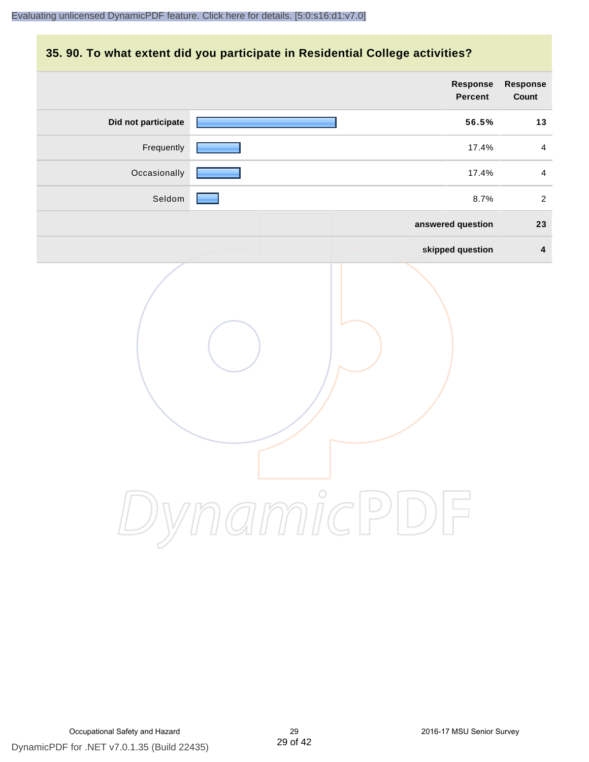Evaluating unlicensed DynamicPDF feature. Click here for details. [5:0:s16:d1:v7.0]

## 35. 90. To what extent did you participate in Residential College activities?

| | Response Percent | Response Count |
|---|---|---|
| **Did not participate** | **56.5%** | **13** |
| Frequently | 17.4% | 4 |
| Occasionally | 17.4% | 4 |
| Seldom | 8.7% | 2 |
| | **answered question** | **23** |
| | **skipped question** | **4** |

Occupational Safety and Hazard

2016-17 MSU Senior Survey

DynamicPDF for .NET v7.0.1.35 (Build 22435)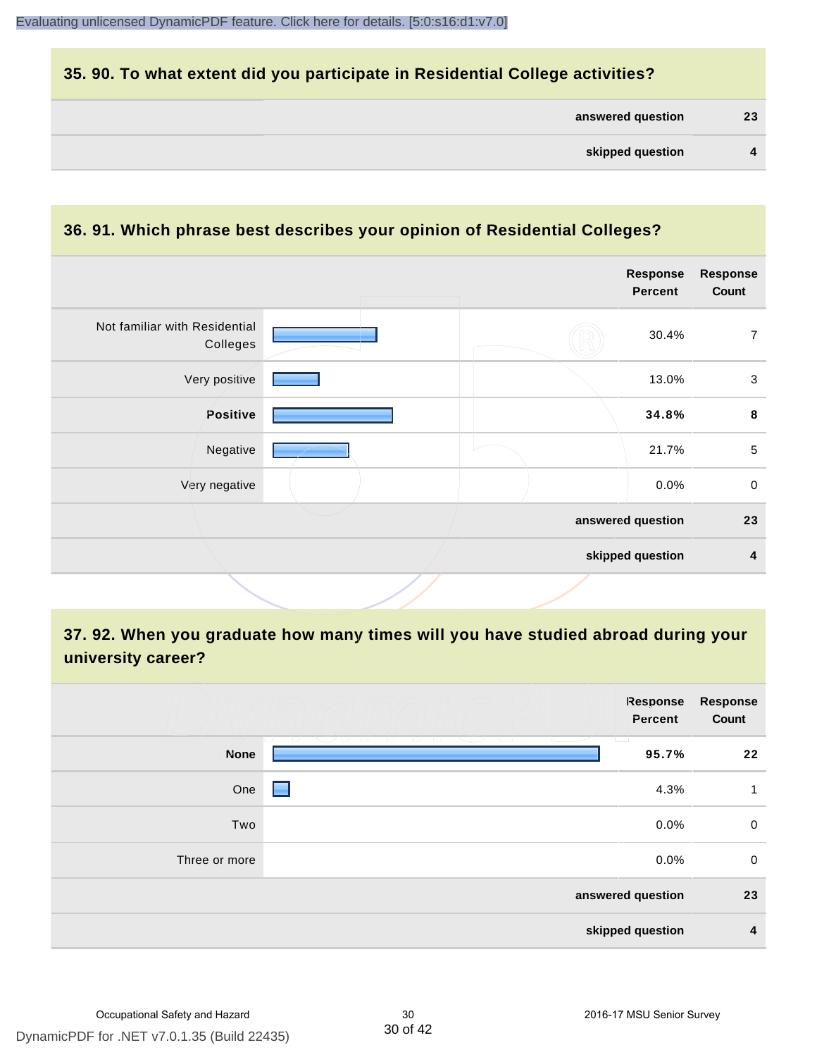## 35. 90. To what extent did you participate in Residential College activities?

| | |
|---|---|
| answered question | 23 |
| skipped question | 4 |

## 36. 91. Which phrase best describes your opinion of Residential Colleges?

| | Response Percent | Response Count |
|---|---|---|
| Not familiar with Residential Colleges | 30.4% | 7 |
| Very positive | 13.0% | 3 |
| **Positive** | **34.8%** | **8** |
| Negative | 21.7% | 5 |
| Very negative | 0.0% | 0 |
| answered question | | 23 |
| skipped question | | 4 |

## 37. 92. When you graduate how many times will you have studied abroad during your university career?

| | Response Percent | Response Count |
|---|---|---|
| **None** | **95.7%** | **22** |
| One | 4.3% | 1 |
| Two | 0.0% | 0 |
| Three or more | 0.0% | 0 |
| answered question | | 23 |
| skipped question | | 4 |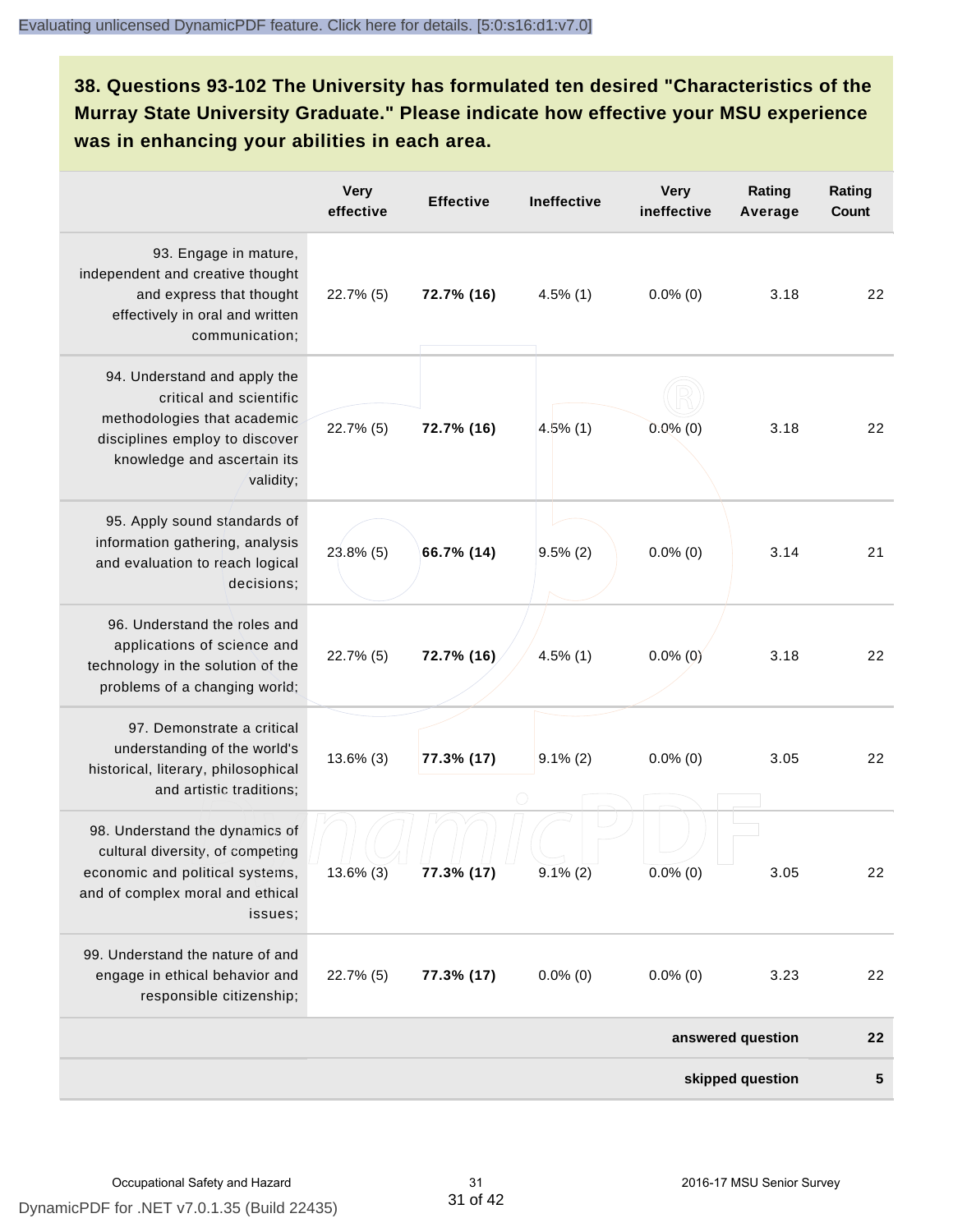**38. Questions 93-102 The University has formulated ten desired "Characteristics of the Murray State University Graduate." Please indicate how effective your MSU experience was in enhancing your abilities in each area.**

| | Very effective | Effective | Ineffective | Very ineffective | Rating Average | Rating Count |
|---|---|---|---|---|---|---|
| 93. Engage in mature, independent and creative thought and express that thought effectively in oral and written communication; | 22.7% (5) | **72.7% (16)** | 4.5% (1) | 0.0% (0) | 3.18 | 22 |
| 94. Understand and apply the critical and scientific methodologies that academic disciplines employ to discover knowledge and ascertain its validity; | 22.7% (5) | **72.7% (16)** | 4.5% (1) | 0.0% (0) | 3.18 | 22 |
| 95. Apply sound standards of information gathering, analysis and evaluation to reach logical decisions; | 23.8% (5) | **66.7% (14)** | 9.5% (2) | 0.0% (0) | 3.14 | 21 |
| 96. Understand the roles and applications of science and technology in the solution of the problems of a changing world; | 22.7% (5) | **72.7% (16)** | 4.5% (1) | 0.0% (0) | 3.18 | 22 |
| 97. Demonstrate a critical understanding of the world's historical, literary, philosophical and artistic traditions; | 13.6% (3) | **77.3% (17)** | 9.1% (2) | 0.0% (0) | 3.05 | 22 |
| 98. Understand the dynamics of cultural diversity, of competing economic and political systems, and of complex moral and ethical issues; | 13.6% (3) | **77.3% (17)** | 9.1% (2) | 0.0% (0) | 3.05 | 22 |
| 99. Understand the nature of and engage in ethical behavior and responsible citizenship; | 22.7% (5) | **77.3% (17)** | 0.0% (0) | 0.0% (0) | 3.23 | 22 |
| | | | | | **answered question** | **22** |
| | | | | | **skipped question** | **5** |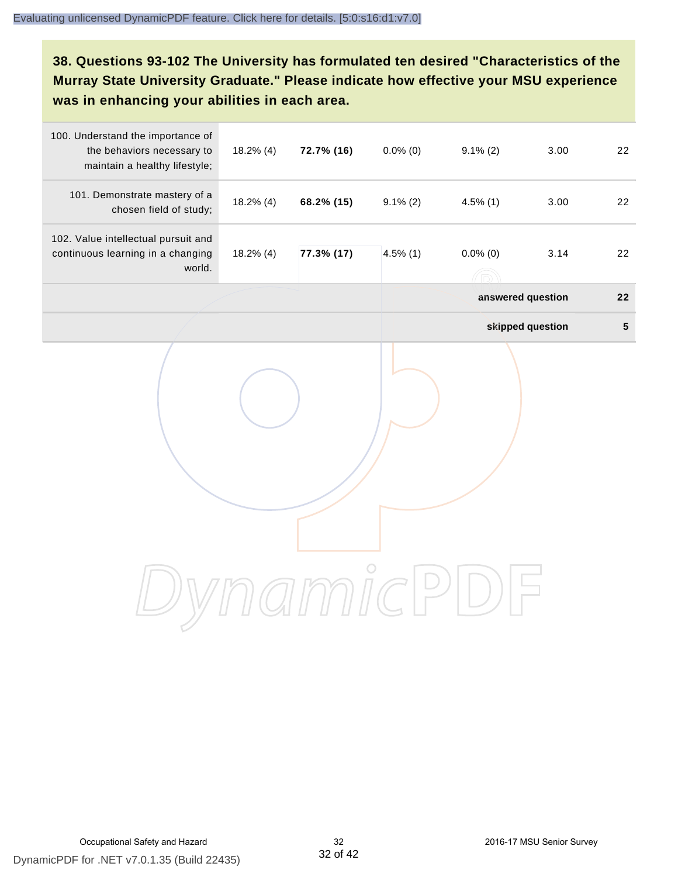### 38. Questions 93-102 The University has formulated ten desired "Characteristics of the Murray State University Graduate." Please indicate how effective your MSU experience was in enhancing your abilities in each area.

| | | | | | | |
|---|---|---|---|---|---|---|
| 100. Understand the importance of the behaviors necessary to maintain a healthy lifestyle; | 18.2% (4) | **72.7% (16)** | 0.0% (0) | 9.1% (2) | 3.00 | 22 |
| 101. Demonstrate mastery of a chosen field of study; | 18.2% (4) | **68.2% (15)** | 9.1% (2) | 4.5% (1) | 3.00 | 22 |
| 102. Value intellectual pursuit and continuous learning in a changing world. | 18.2% (4) | **77.3% (17)** | 4.5% (1) | 0.0% (0) | 3.14 | 22 |
| | | | | | **answered question** | **22** |
| | | | | | **skipped question** | **5** |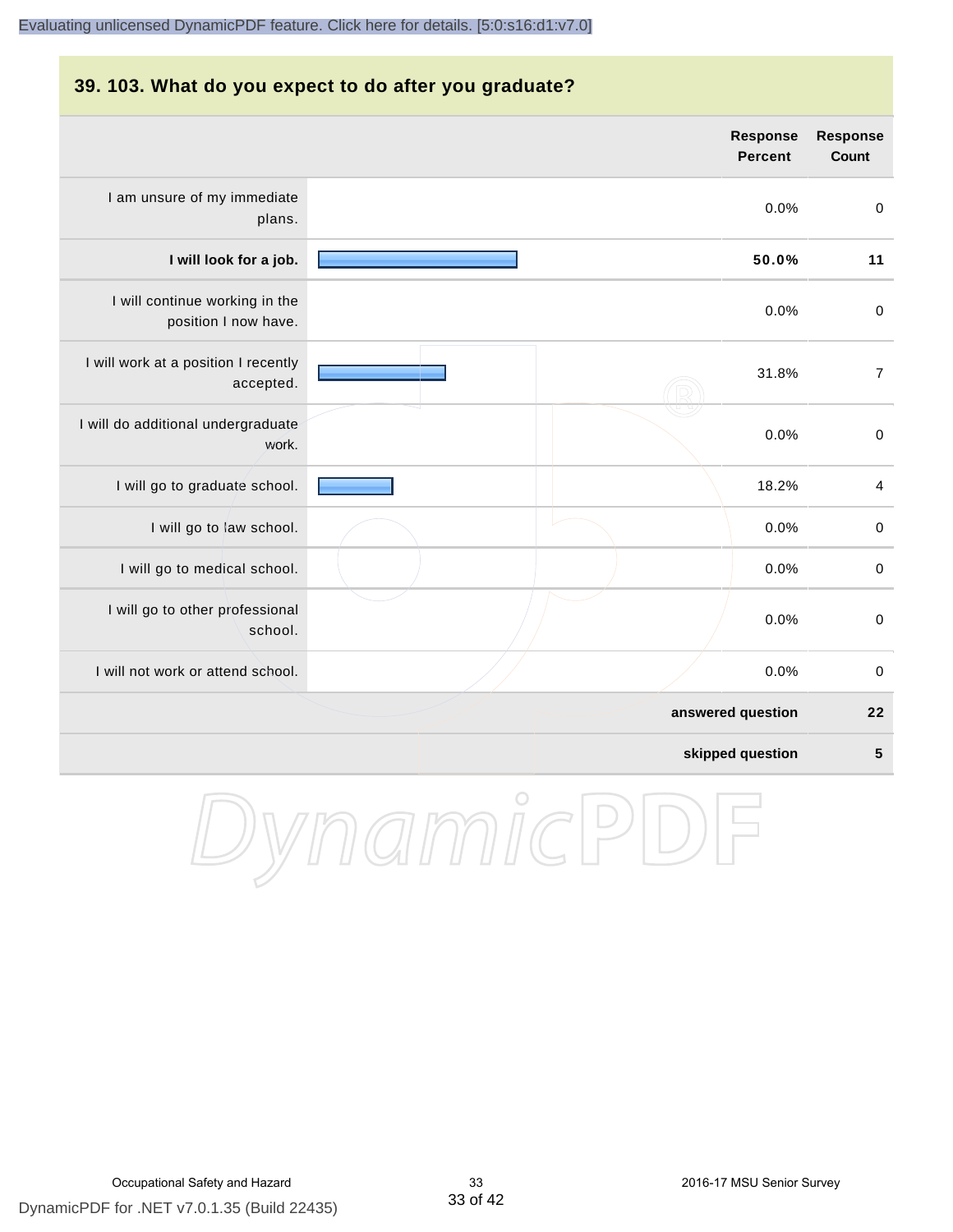## 39. 103. What do you expect to do after you graduate?

| | Response Percent | Response Count |
|---|---|---|
| I am unsure of my immediate plans. | 0.0% | 0 |
| **I will look for a job.** | **50.0%** | **11** |
| I will continue working in the position I now have. | 0.0% | 0 |
| I will work at a position I recently accepted. | 31.8% | 7 |
| I will do additional undergraduate work. | 0.0% | 0 |
| I will go to graduate school. | 18.2% | 4 |
| I will go to law school. | 0.0% | 0 |
| I will go to medical school. | 0.0% | 0 |
| I will go to other professional school. | 0.0% | 0 |
| I will not work or attend school. | 0.0% | 0 |
| | **answered question** | **22** |
| | **skipped question** | **5** |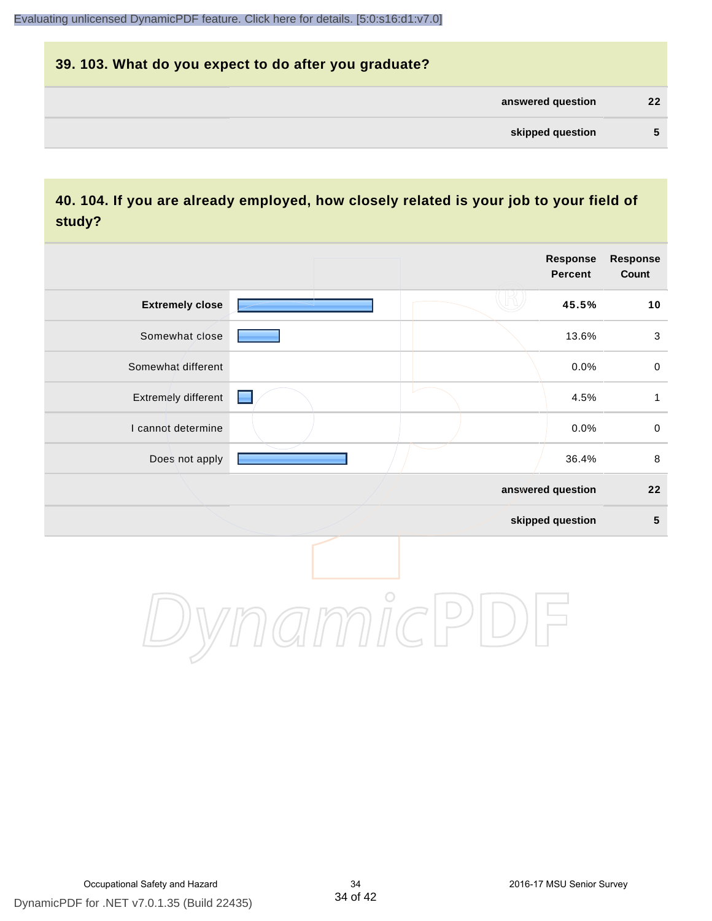## 39. 103. What do you expect to do after you graduate?

| | |
|---|---|
| **answered question** | **22** |
| **skipped question** | **5** |

## 40. 104. If you are already employed, how closely related is your job to your field of study?

| | Response Percent | Response Count |
|---|---|---|
| **Extremely close** | **45.5%** | **10** |
| Somewhat close | 13.6% | 3 |
| Somewhat different | 0.0% | 0 |
| Extremely different | 4.5% | 1 |
| I cannot determine | 0.0% | 0 |
| Does not apply | 36.4% | 8 |
| **answered question** | | **22** |
| **skipped question** | | **5** |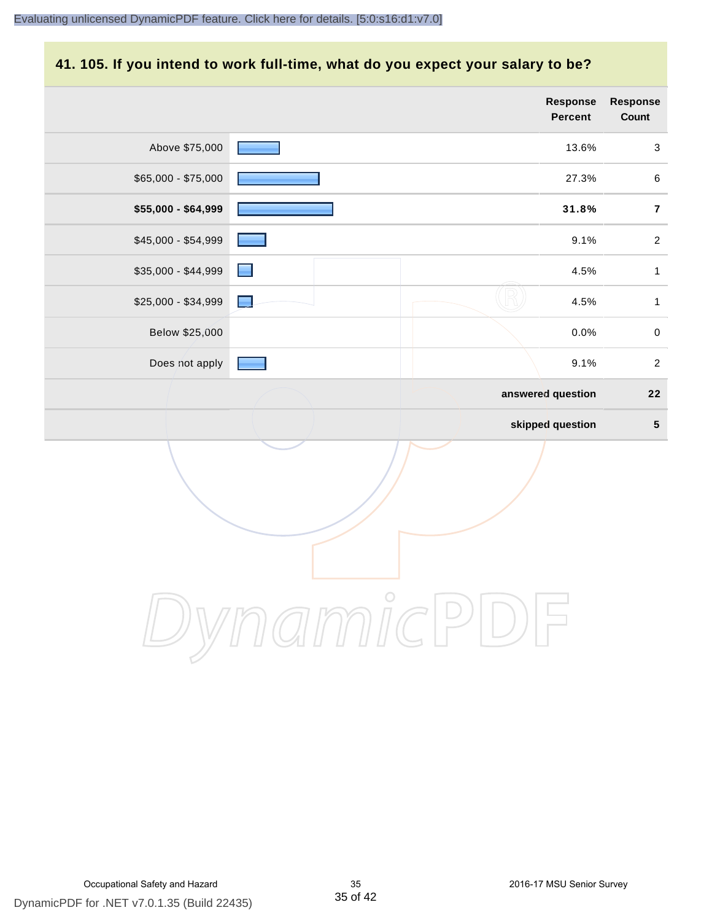## 41. 105. If you intend to work full-time, what do you expect your salary to be?

| | Response Percent | Response Count |
|---|---|---|
| Above $75,000 | 13.6% | 3 |
| $65,000 - $75,000 | 27.3% | 6 |
| **$55,000 - $64,999** | **31.8%** | **7** |
| $45,000 - $54,999 | 9.1% | 2 |
| $35,000 - $44,999 | 4.5% | 1 |
| $25,000 - $34,999 | 4.5% | 1 |
| Below $25,000 | 0.0% | 0 |
| Does not apply | 9.1% | 2 |
| | **answered question** | **22** |
| | **skipped question** | **5** |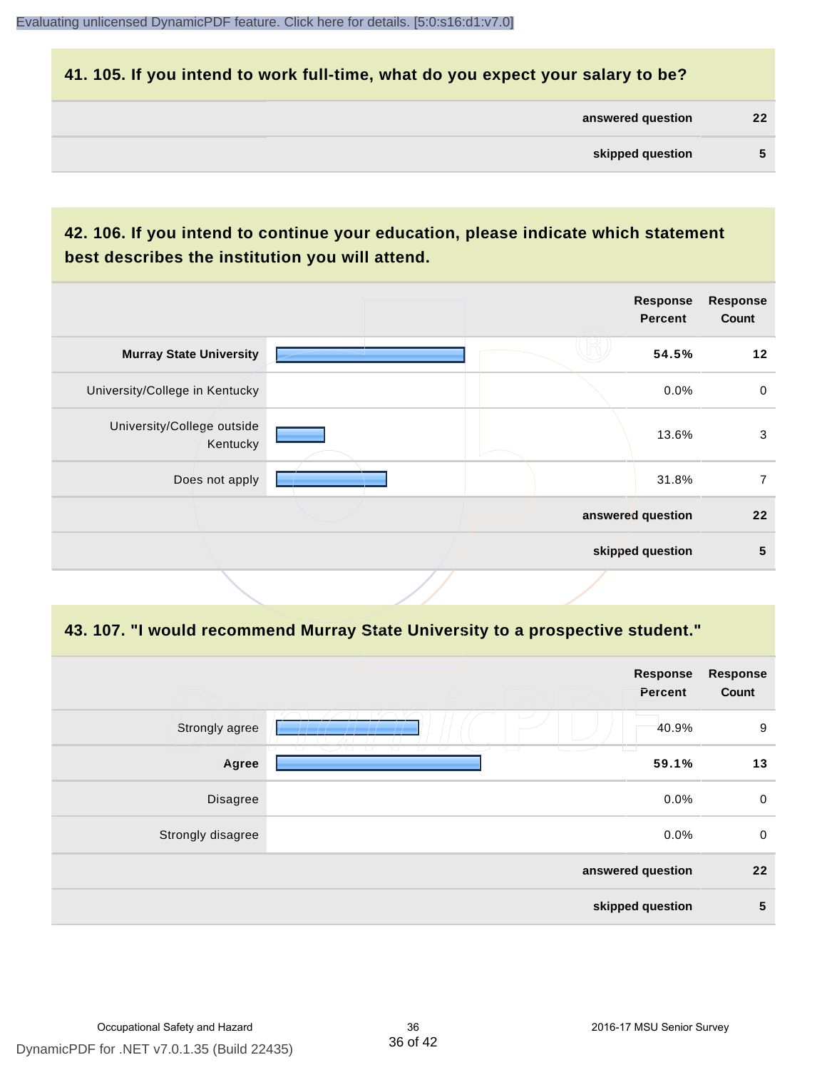## 41. 105. If you intend to work full-time, what do you expect your salary to be?

| | |
|---|---|
| answered question | 22 |
| skipped question | 5 |

## 42. 106. If you intend to continue your education, please indicate which statement best describes the institution you will attend.

| | Response Percent | Response Count |
|---|---|---|
| **Murray State University** | **54.5%** | **12** |
| University/College in Kentucky | 0.0% | 0 |
| University/College outside Kentucky | 13.6% | 3 |
| Does not apply | 31.8% | 7 |
| answered question | | 22 |
| skipped question | | 5 |

## 43. 107. "I would recommend Murray State University to a prospective student."

| | Response Percent | Response Count |
|---|---|---|
| Strongly agree | 40.9% | 9 |
| **Agree** | **59.1%** | **13** |
| Disagree | 0.0% | 0 |
| Strongly disagree | 0.0% | 0 |
| answered question | | 22 |
| skipped question | | 5 |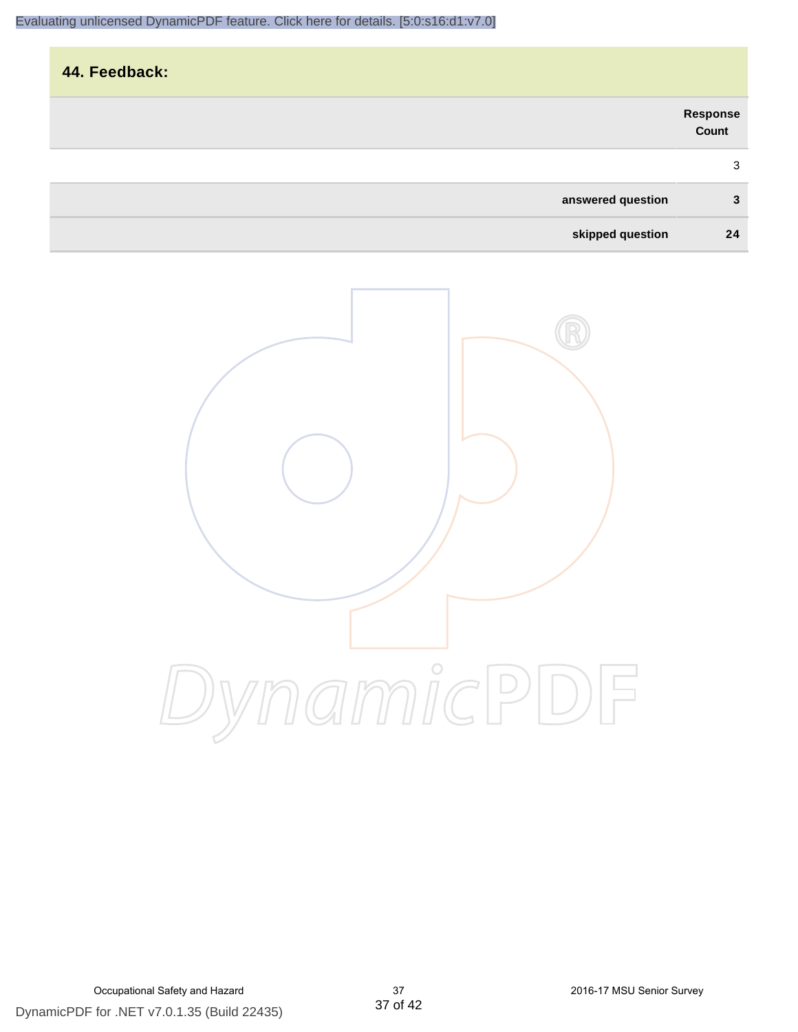## 44. Feedback:

| | Response Count |
|---|---|
| | 3 |
| **answered question** | **3** |
| **skipped question** | **24** |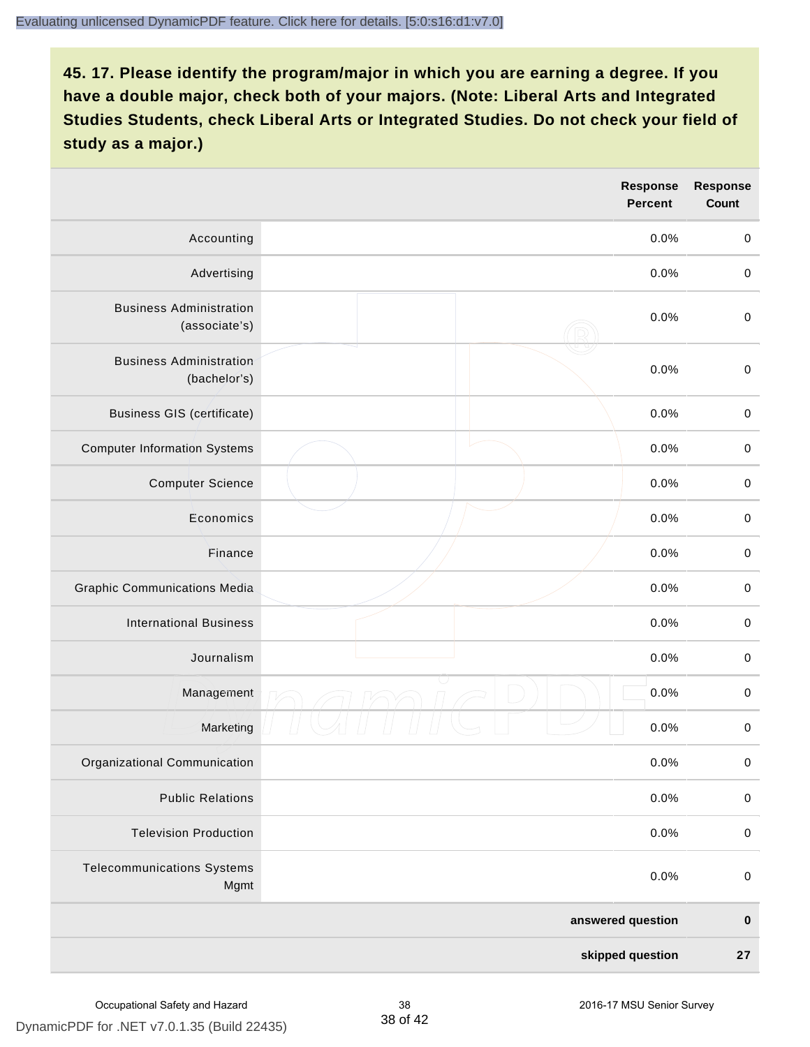## 45. 17. Please identify the program/major in which you are earning a degree. If you have a double major, check both of your majors. (Note: Liberal Arts and Integrated Studies Students, check Liberal Arts or Integrated Studies. Do not check your field of study as a major.)

| | Response Percent | Response Count |
|---|---|---|
| Accounting | 0.0% | 0 |
| Advertising | 0.0% | 0 |
| Business Administration (associate's) | 0.0% | 0 |
| Business Administration (bachelor's) | 0.0% | 0 |
| Business GIS (certificate) | 0.0% | 0 |
| Computer Information Systems | 0.0% | 0 |
| Computer Science | 0.0% | 0 |
| Economics | 0.0% | 0 |
| Finance | 0.0% | 0 |
| Graphic Communications Media | 0.0% | 0 |
| International Business | 0.0% | 0 |
| Journalism | 0.0% | 0 |
| Management | 0.0% | 0 |
| Marketing | 0.0% | 0 |
| Organizational Communication | 0.0% | 0 |
| Public Relations | 0.0% | 0 |
| Television Production | 0.0% | 0 |
| Telecommunications Systems Mgmt | 0.0% | 0 |
| | **answered question** | **0** |
| | **skipped question** | **27** |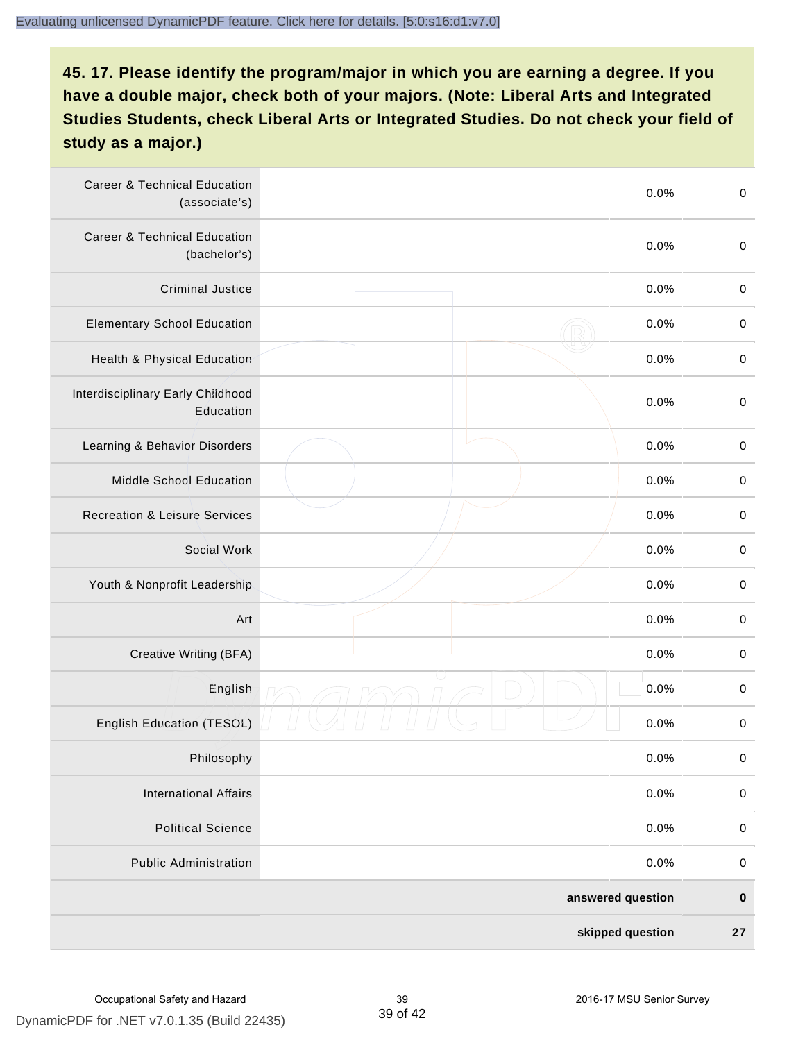## 45. 17. Please identify the program/major in which you are earning a degree. If you have a double major, check both of your majors. (Note: Liberal Arts and Integrated Studies Students, check Liberal Arts or Integrated Studies. Do not check your field of study as a major.)

| Program/Major | | Percent | Count |
|---|---|---|---|
| Career & Technical Education (associate's) | | 0.0% | 0 |
| Career & Technical Education (bachelor's) | | 0.0% | 0 |
| Criminal Justice | | 0.0% | 0 |
| Elementary School Education | | 0.0% | 0 |
| Health & Physical Education | | 0.0% | 0 |
| Interdisciplinary Early Childhood Education | | 0.0% | 0 |
| Learning & Behavior Disorders | | 0.0% | 0 |
| Middle School Education | | 0.0% | 0 |
| Recreation & Leisure Services | | 0.0% | 0 |
| Social Work | | 0.0% | 0 |
| Youth & Nonprofit Leadership | | 0.0% | 0 |
| Art | | 0.0% | 0 |
| Creative Writing (BFA) | | 0.0% | 0 |
| English | | 0.0% | 0 |
| English Education (TESOL) | | 0.0% | 0 |
| Philosophy | | 0.0% | 0 |
| International Affairs | | 0.0% | 0 |
| Political Science | | 0.0% | 0 |
| Public Administration | | 0.0% | 0 |
| | | **answered question** | **0** |
| | | **skipped question** | **27** |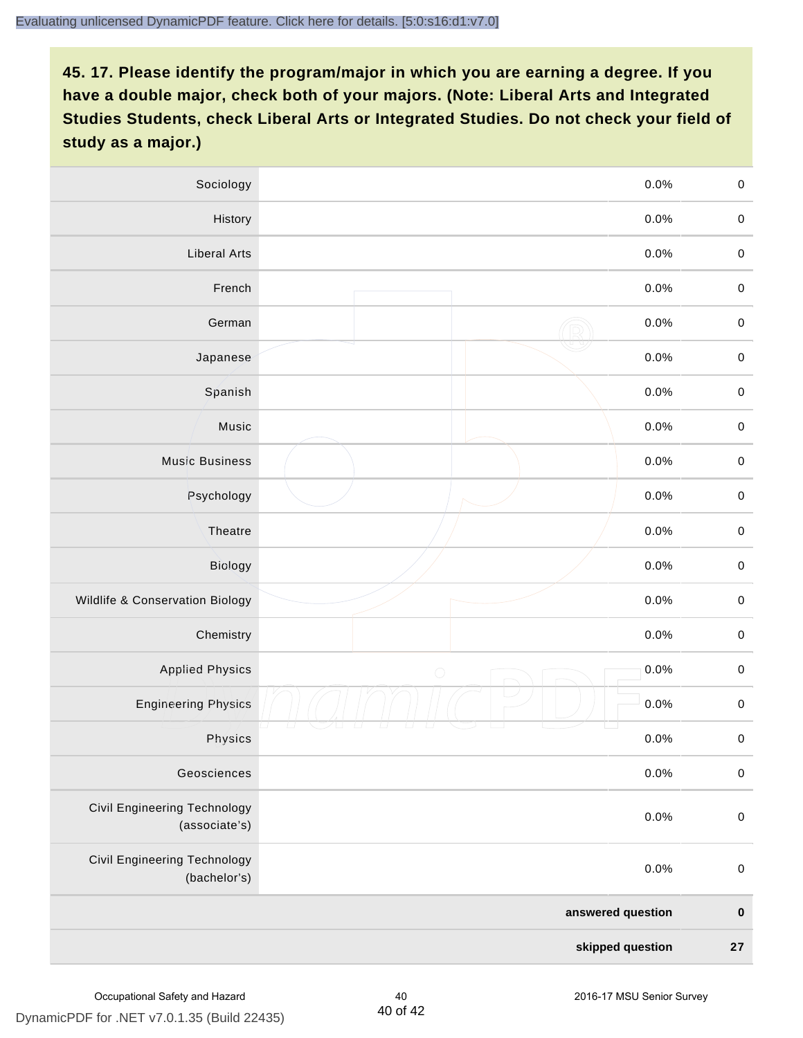## 45. 17. Please identify the program/major in which you are earning a degree. If you have a double major, check both of your majors. (Note: Liberal Arts and Integrated Studies Students, check Liberal Arts or Integrated Studies. Do not check your field of study as a major.)

| | | | |
|---|---|---|---|
| Sociology | | 0.0% | 0 |
| History | | 0.0% | 0 |
| Liberal Arts | | 0.0% | 0 |
| French | | 0.0% | 0 |
| German | | 0.0% | 0 |
| Japanese | | 0.0% | 0 |
| Spanish | | 0.0% | 0 |
| Music | | 0.0% | 0 |
| Music Business | | 0.0% | 0 |
| Psychology | | 0.0% | 0 |
| Theatre | | 0.0% | 0 |
| Biology | | 0.0% | 0 |
| Wildlife & Conservation Biology | | 0.0% | 0 |
| Chemistry | | 0.0% | 0 |
| Applied Physics | | 0.0% | 0 |
| Engineering Physics | | 0.0% | 0 |
| Physics | | 0.0% | 0 |
| Geosciences | | 0.0% | 0 |
| Civil Engineering Technology (associate's) | | 0.0% | 0 |
| Civil Engineering Technology (bachelor's) | | 0.0% | 0 |
| | | **answered question** | **0** |
| | | **skipped question** | **27** |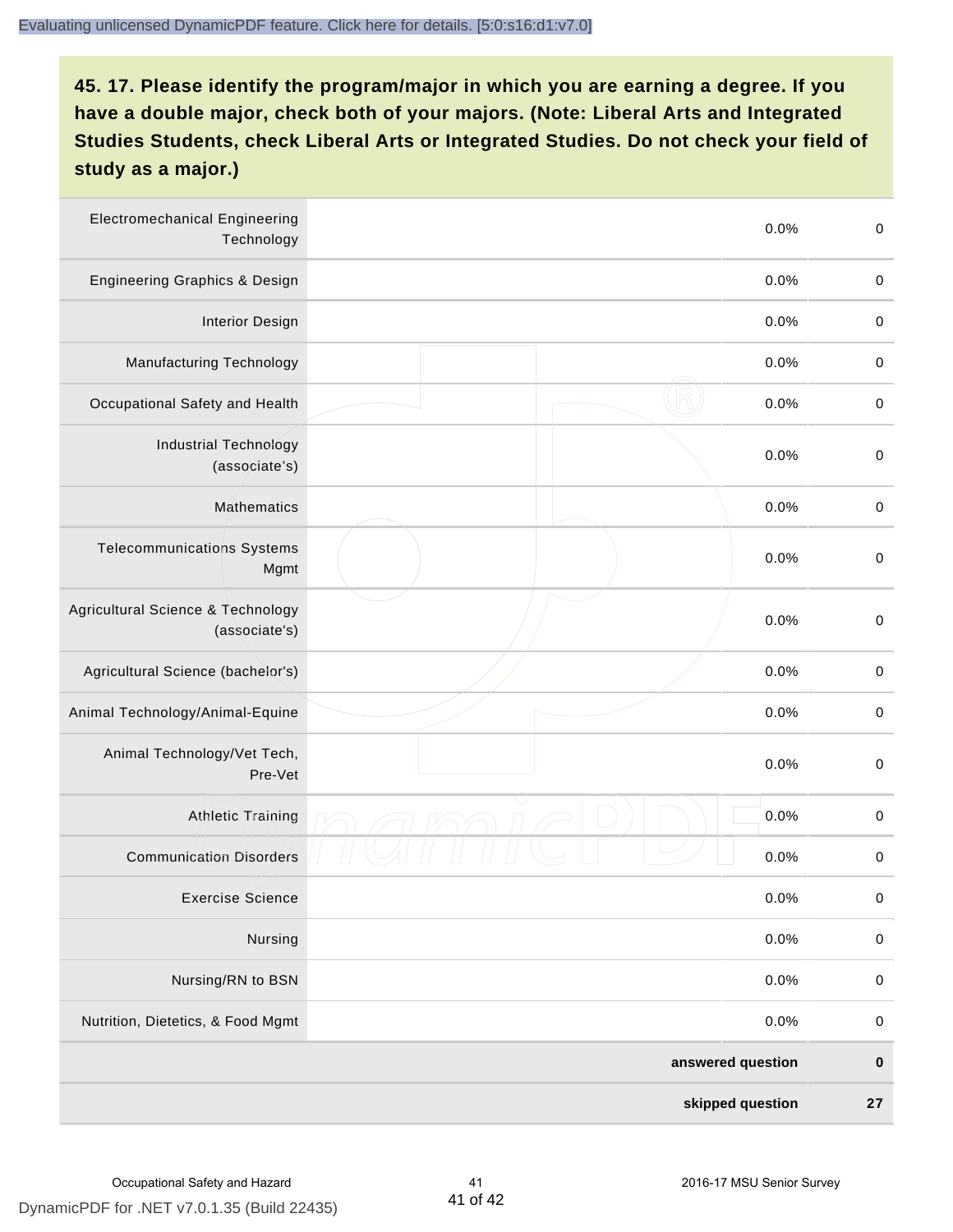## 45. 17. Please identify the program/major in which you are earning a degree. If you have a double major, check both of your majors. (Note: Liberal Arts and Integrated Studies Students, check Liberal Arts or Integrated Studies. Do not check your field of study as a major.)

| | | | |
|---|---|---|---|
| Electromechanical Engineering Technology | | 0.0% | 0 |
| Engineering Graphics & Design | | 0.0% | 0 |
| Interior Design | | 0.0% | 0 |
| Manufacturing Technology | | 0.0% | 0 |
| Occupational Safety and Health | | 0.0% | 0 |
| Industrial Technology (associate's) | | 0.0% | 0 |
| Mathematics | | 0.0% | 0 |
| Telecommunications Systems Mgmt | | 0.0% | 0 |
| Agricultural Science & Technology (associate's) | | 0.0% | 0 |
| Agricultural Science (bachelor's) | | 0.0% | 0 |
| Animal Technology/Animal-Equine | | 0.0% | 0 |
| Animal Technology/Vet Tech, Pre-Vet | | 0.0% | 0 |
| Athletic Training | | 0.0% | 0 |
| Communication Disorders | | 0.0% | 0 |
| Exercise Science | | 0.0% | 0 |
| Nursing | | 0.0% | 0 |
| Nursing/RN to BSN | | 0.0% | 0 |
| Nutrition, Dietetics, & Food Mgmt | | 0.0% | 0 |
| | | **answered question** | **0** |
| | | **skipped question** | **27** |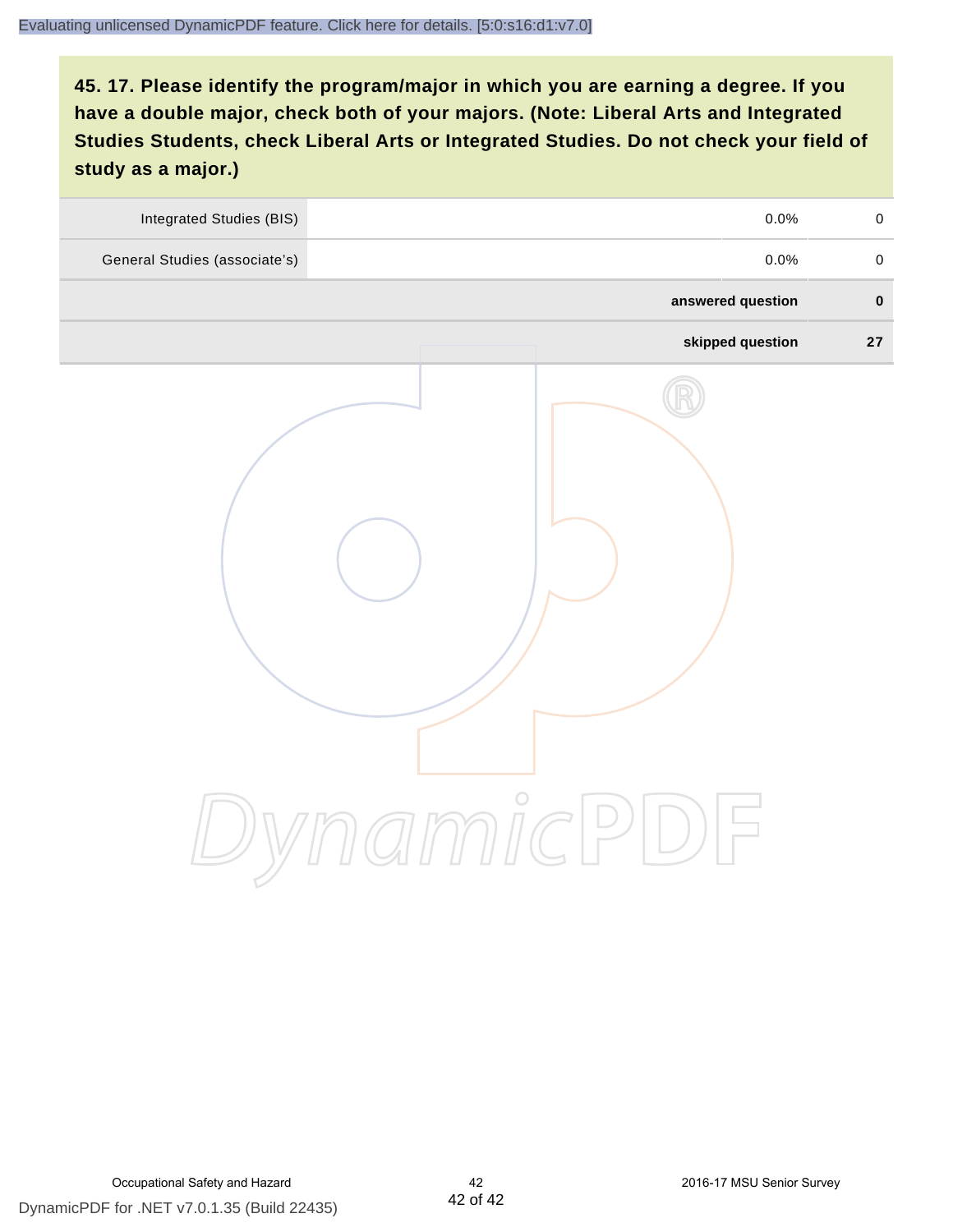**45. 17. Please identify the program/major in which you are earning a degree. If you have a double major, check both of your majors. (Note: Liberal Arts and Integrated Studies Students, check Liberal Arts or Integrated Studies. Do not check your field of study as a major.)**

| | | |
|---|---|---|
| Integrated Studies (BIS) | 0.0% | 0 |
| General Studies (associate's) | 0.0% | 0 |
| | **answered question** | **0** |
| | **skipped question** | **27** |